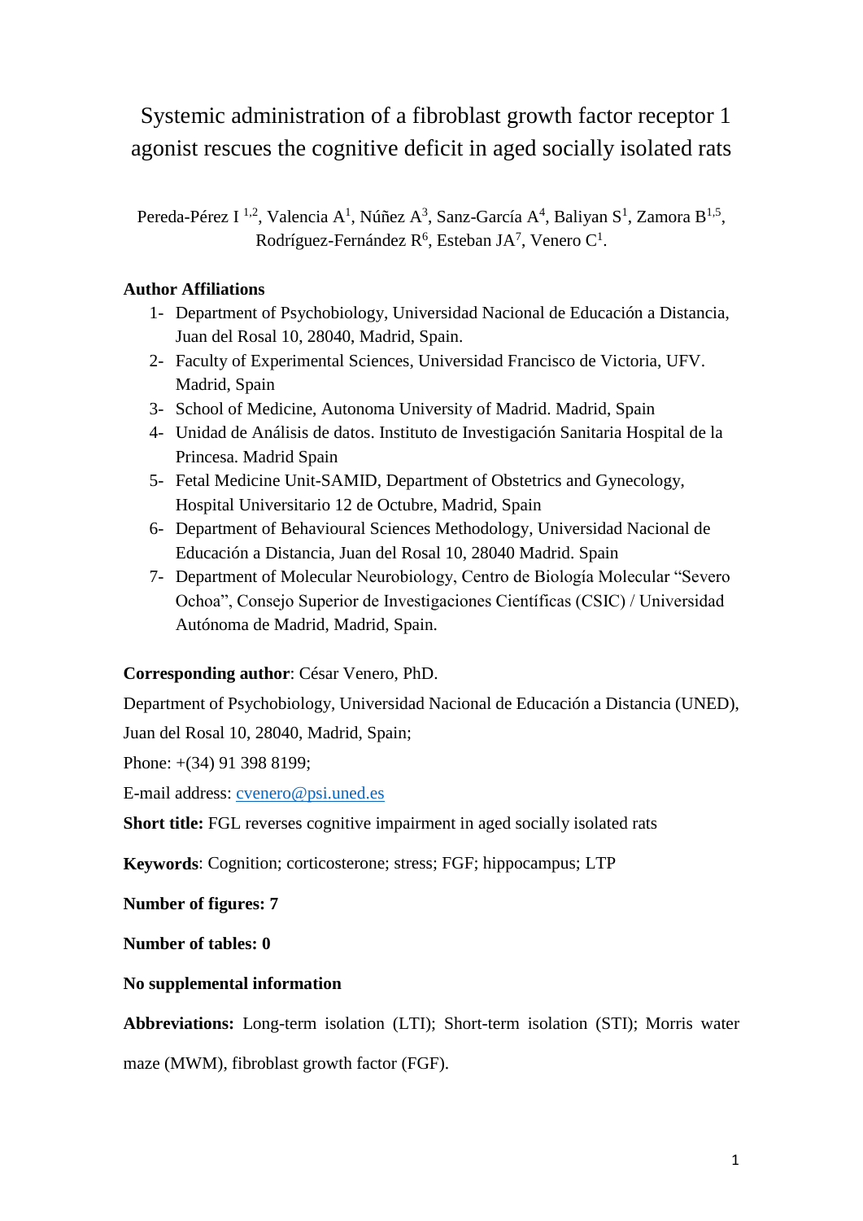# Systemic administration of a fibroblast growth factor receptor 1 agonist rescues the cognitive deficit in aged socially isolated rats

Pereda-Pérez I [1,2], Valencia A[1], Núñez A[3], Sanz-García A[4], Baliyan S[1], Zamora B[1,5], Rodríguez-Fernández R[6], Esteban JA[7], Venero C[1].

**Author Affiliations**

1. Department of Psychobiology, Universidad Nacional de Educación a Distancia, Juan del Rosal 10, 28040, Madrid, Spain.
2. Faculty of Experimental Sciences, Universidad Francisco de Victoria, UFV. Madrid, Spain
3. School of Medicine, Autonoma University of Madrid. Madrid, Spain
4. Unidad de Análisis de datos. Instituto de Investigación Sanitaria Hospital de la Princesa. Madrid Spain
5. Fetal Medicine Unit-SAMID, Department of Obstetrics and Gynecology, Hospital Universitario 12 de Octubre, Madrid, Spain
6. Department of Behavioural Sciences Methodology, Universidad Nacional de Educación a Distancia, Juan del Rosal 10, 28040 Madrid. Spain
7. Department of Molecular Neurobiology, Centro de Biología Molecular "Severo Ochoa", Consejo Superior de Investigaciones Científicas (CSIC) / Universidad Autónoma de Madrid, Madrid, Spain.

**Corresponding author**: César Venero, PhD.

Department of Psychobiology, Universidad Nacional de Educación a Distancia (UNED), Juan del Rosal 10, 28040, Madrid, Spain;

Phone: +(34) 91 398 8199;

E-mail address: cvenero@psi.uned.es

**Short title:** FGL reverses cognitive impairment in aged socially isolated rats

**Keywords**: Cognition; corticosterone; stress; FGF; hippocampus; LTP

**Number of figures: 7**

**Number of tables: 0**

**No supplemental information**

**Abbreviations:** Long-term isolation (LTI); Short-term isolation (STI); Morris water maze (MWM), fibroblast growth factor (FGF).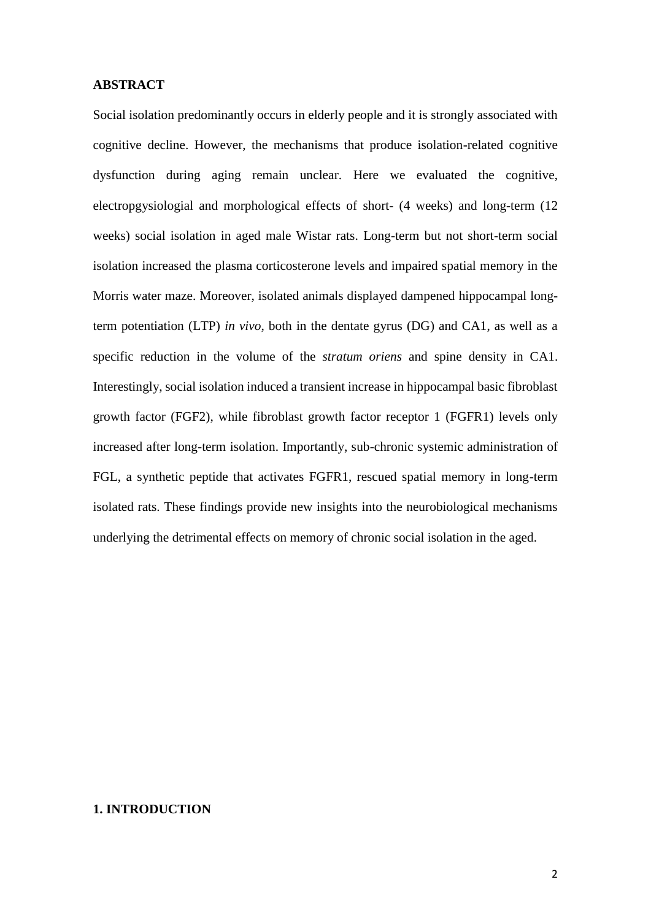## ABSTRACT

Social isolation predominantly occurs in elderly people and it is strongly associated with cognitive decline. However, the mechanisms that produce isolation-related cognitive dysfunction during aging remain unclear. Here we evaluated the cognitive, electropgysiologial and morphological effects of short- (4 weeks) and long-term (12 weeks) social isolation in aged male Wistar rats. Long-term but not short-term social isolation increased the plasma corticosterone levels and impaired spatial memory in the Morris water maze. Moreover, isolated animals displayed dampened hippocampal long-term potentiation (LTP) *in vivo*, both in the dentate gyrus (DG) and CA1, as well as a specific reduction in the volume of the *stratum oriens* and spine density in CA1. Interestingly, social isolation induced a transient increase in hippocampal basic fibroblast growth factor (FGF2), while fibroblast growth factor receptor 1 (FGFR1) levels only increased after long-term isolation. Importantly, sub-chronic systemic administration of FGL, a synthetic peptide that activates FGFR1, rescued spatial memory in long-term isolated rats. These findings provide new insights into the neurobiological mechanisms underlying the detrimental effects on memory of chronic social isolation in the aged.

## 1. INTRODUCTION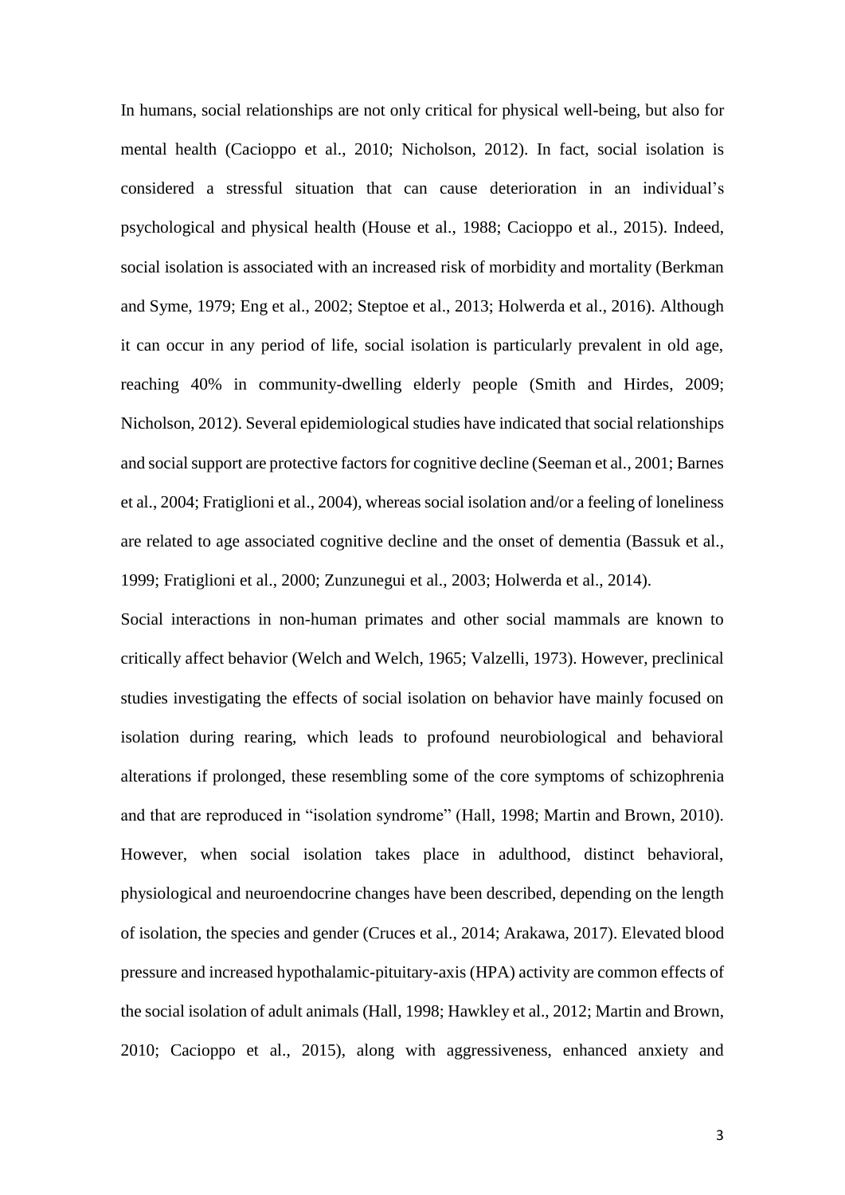In humans, social relationships are not only critical for physical well-being, but also for mental health (Cacioppo et al., 2010; Nicholson, 2012). In fact, social isolation is considered a stressful situation that can cause deterioration in an individual's psychological and physical health (House et al., 1988; Cacioppo et al., 2015). Indeed, social isolation is associated with an increased risk of morbidity and mortality (Berkman and Syme, 1979; Eng et al., 2002; Steptoe et al., 2013; Holwerda et al., 2016). Although it can occur in any period of life, social isolation is particularly prevalent in old age, reaching 40% in community-dwelling elderly people (Smith and Hirdes, 2009; Nicholson, 2012). Several epidemiological studies have indicated that social relationships and social support are protective factors for cognitive decline (Seeman et al., 2001; Barnes et al., 2004; Fratiglioni et al., 2004), whereas social isolation and/or a feeling of loneliness are related to age associated cognitive decline and the onset of dementia (Bassuk et al., 1999; Fratiglioni et al., 2000; Zunzunegui et al., 2003; Holwerda et al., 2014).

Social interactions in non-human primates and other social mammals are known to critically affect behavior (Welch and Welch, 1965; Valzelli, 1973). However, preclinical studies investigating the effects of social isolation on behavior have mainly focused on isolation during rearing, which leads to profound neurobiological and behavioral alterations if prolonged, these resembling some of the core symptoms of schizophrenia and that are reproduced in "isolation syndrome" (Hall, 1998; Martin and Brown, 2010). However, when social isolation takes place in adulthood, distinct behavioral, physiological and neuroendocrine changes have been described, depending on the length of isolation, the species and gender (Cruces et al., 2014; Arakawa, 2017). Elevated blood pressure and increased hypothalamic-pituitary-axis (HPA) activity are common effects of the social isolation of adult animals (Hall, 1998; Hawkley et al., 2012; Martin and Brown, 2010; Cacioppo et al., 2015), along with aggressiveness, enhanced anxiety and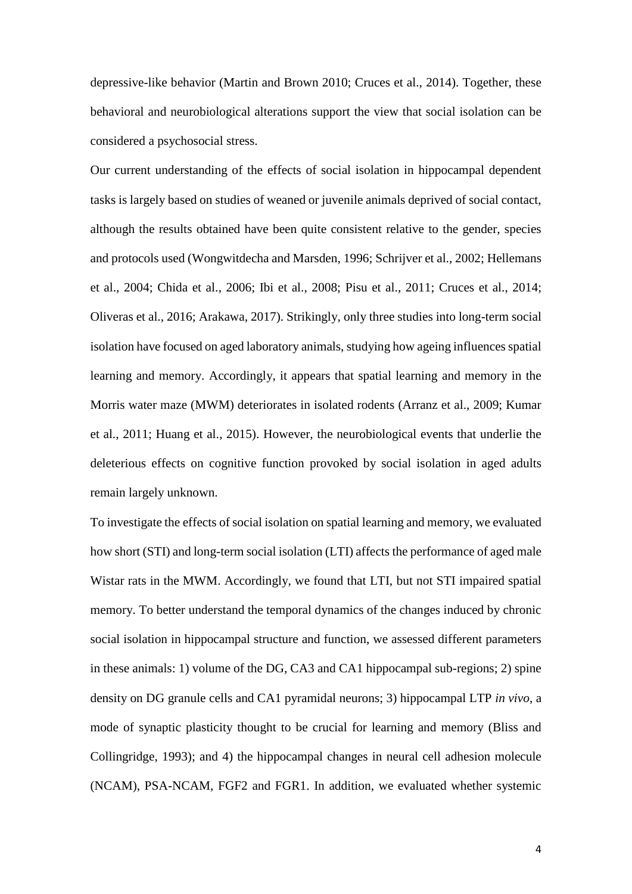depressive-like behavior (Martin and Brown 2010; Cruces et al., 2014). Together, these behavioral and neurobiological alterations support the view that social isolation can be considered a psychosocial stress.

Our current understanding of the effects of social isolation in hippocampal dependent tasks is largely based on studies of weaned or juvenile animals deprived of social contact, although the results obtained have been quite consistent relative to the gender, species and protocols used (Wongwitdecha and Marsden, 1996; Schrijver et al., 2002; Hellemans et al., 2004; Chida et al., 2006; Ibi et al., 2008; Pisu et al., 2011; Cruces et al., 2014; Oliveras et al., 2016; Arakawa, 2017). Strikingly, only three studies into long-term social isolation have focused on aged laboratory animals, studying how ageing influences spatial learning and memory. Accordingly, it appears that spatial learning and memory in the Morris water maze (MWM) deteriorates in isolated rodents (Arranz et al., 2009; Kumar et al., 2011; Huang et al., 2015). However, the neurobiological events that underlie the deleterious effects on cognitive function provoked by social isolation in aged adults remain largely unknown.

To investigate the effects of social isolation on spatial learning and memory, we evaluated how short (STI) and long-term social isolation (LTI) affects the performance of aged male Wistar rats in the MWM. Accordingly, we found that LTI, but not STI impaired spatial memory. To better understand the temporal dynamics of the changes induced by chronic social isolation in hippocampal structure and function, we assessed different parameters in these animals: 1) volume of the DG, CA3 and CA1 hippocampal sub-regions; 2) spine density on DG granule cells and CA1 pyramidal neurons; 3) hippocampal LTP *in vivo*, a mode of synaptic plasticity thought to be crucial for learning and memory (Bliss and Collingridge, 1993); and 4) the hippocampal changes in neural cell adhesion molecule (NCAM), PSA-NCAM, FGF2 and FGR1. In addition, we evaluated whether systemic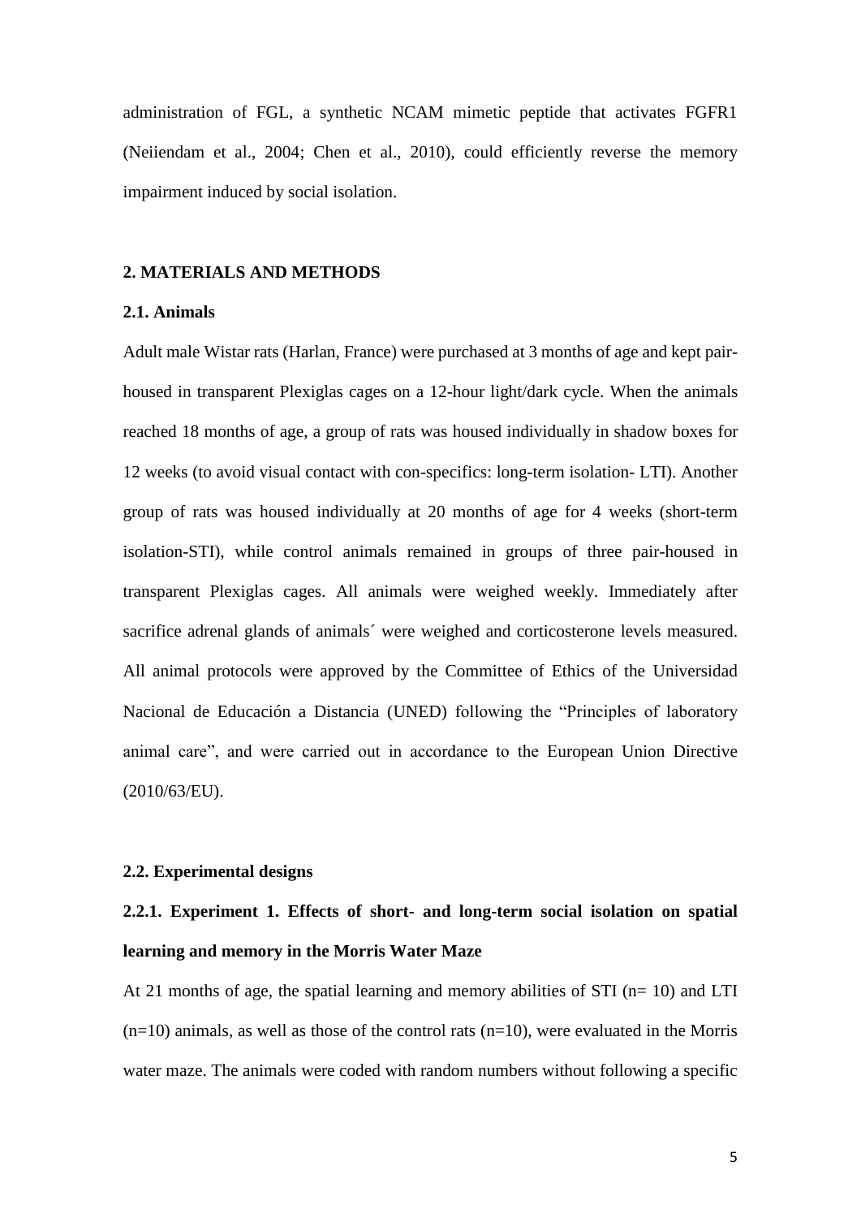administration of FGL, a synthetic NCAM mimetic peptide that activates FGFR1 (Neiiendam et al., 2004; Chen et al., 2010), could efficiently reverse the memory impairment induced by social isolation.

## 2. MATERIALS AND METHODS

### 2.1. Animals

Adult male Wistar rats (Harlan, France) were purchased at 3 months of age and kept pair-housed in transparent Plexiglas cages on a 12-hour light/dark cycle. When the animals reached 18 months of age, a group of rats was housed individually in shadow boxes for 12 weeks (to avoid visual contact with con-specifics: long-term isolation- LTI). Another group of rats was housed individually at 20 months of age for 4 weeks (short-term isolation-STI), while control animals remained in groups of three pair-housed in transparent Plexiglas cages. All animals were weighed weekly. Immediately after sacrifice adrenal glands of animals´ were weighed and corticosterone levels measured. All animal protocols were approved by the Committee of Ethics of the Universidad Nacional de Educación a Distancia (UNED) following the "Principles of laboratory animal care", and were carried out in accordance to the European Union Directive (2010/63/EU).

### 2.2. Experimental designs

#### 2.2.1. Experiment 1. Effects of short- and long-term social isolation on spatial learning and memory in the Morris Water Maze

At 21 months of age, the spatial learning and memory abilities of STI (n= 10) and LTI (n=10) animals, as well as those of the control rats (n=10), were evaluated in the Morris water maze. The animals were coded with random numbers without following a specific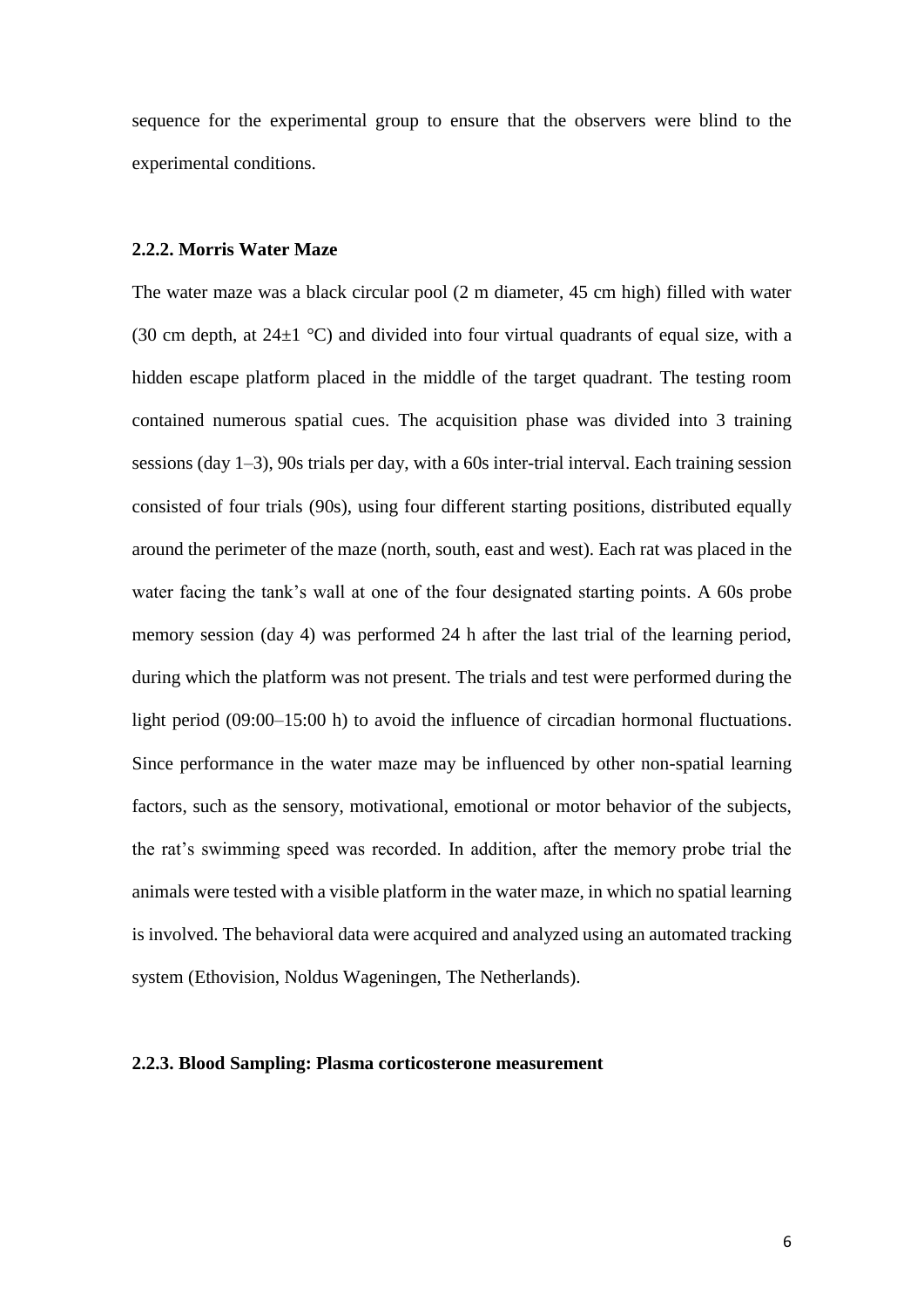sequence for the experimental group to ensure that the observers were blind to the experimental conditions.

### 2.2.2. Morris Water Maze

The water maze was a black circular pool (2 m diameter, 45 cm high) filled with water (30 cm depth, at 24±1 °C) and divided into four virtual quadrants of equal size, with a hidden escape platform placed in the middle of the target quadrant. The testing room contained numerous spatial cues. The acquisition phase was divided into 3 training sessions (day 1–3), 90s trials per day, with a 60s inter-trial interval. Each training session consisted of four trials (90s), using four different starting positions, distributed equally around the perimeter of the maze (north, south, east and west). Each rat was placed in the water facing the tank's wall at one of the four designated starting points. A 60s probe memory session (day 4) was performed 24 h after the last trial of the learning period, during which the platform was not present. The trials and test were performed during the light period (09:00–15:00 h) to avoid the influence of circadian hormonal fluctuations. Since performance in the water maze may be influenced by other non-spatial learning factors, such as the sensory, motivational, emotional or motor behavior of the subjects, the rat's swimming speed was recorded. In addition, after the memory probe trial the animals were tested with a visible platform in the water maze, in which no spatial learning is involved. The behavioral data were acquired and analyzed using an automated tracking system (Ethovision, Noldus Wageningen, The Netherlands).

### 2.2.3. Blood Sampling: Plasma corticosterone measurement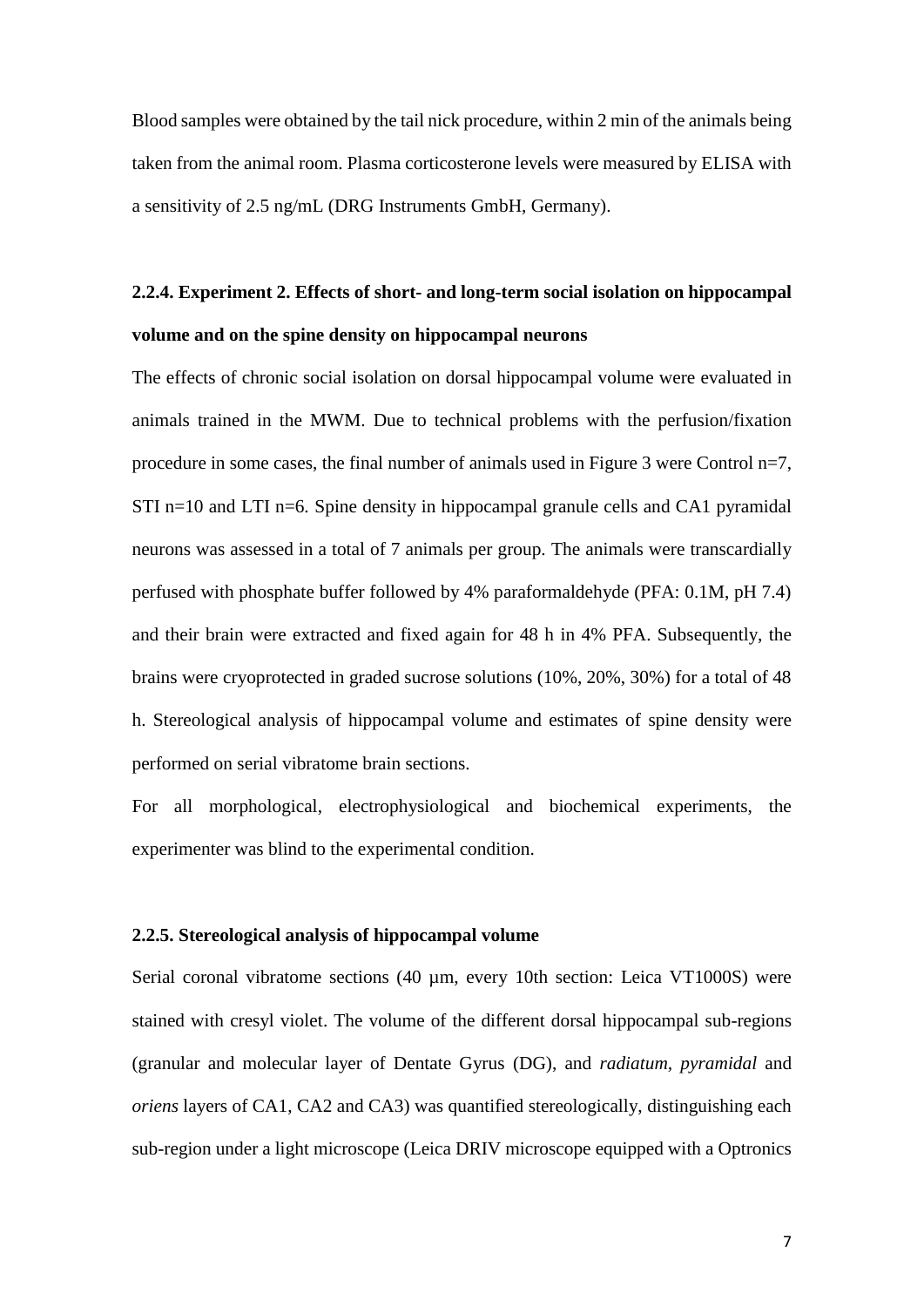Blood samples were obtained by the tail nick procedure, within 2 min of the animals being taken from the animal room. Plasma corticosterone levels were measured by ELISA with a sensitivity of 2.5 ng/mL (DRG Instruments GmbH, Germany).

### 2.2.4. Experiment 2. Effects of short- and long-term social isolation on hippocampal volume and on the spine density on hippocampal neurons

The effects of chronic social isolation on dorsal hippocampal volume were evaluated in animals trained in the MWM. Due to technical problems with the perfusion/fixation procedure in some cases, the final number of animals used in Figure 3 were Control n=7, STI n=10 and LTI n=6. Spine density in hippocampal granule cells and CA1 pyramidal neurons was assessed in a total of 7 animals per group. The animals were transcardially perfused with phosphate buffer followed by 4% paraformaldehyde (PFA: 0.1M, pH 7.4) and their brain were extracted and fixed again for 48 h in 4% PFA. Subsequently, the brains were cryoprotected in graded sucrose solutions (10%, 20%, 30%) for a total of 48 h. Stereological analysis of hippocampal volume and estimates of spine density were performed on serial vibratome brain sections.

For all morphological, electrophysiological and biochemical experiments, the experimenter was blind to the experimental condition.

### 2.2.5. Stereological analysis of hippocampal volume

Serial coronal vibratome sections (40 µm, every 10th section: Leica VT1000S) were stained with cresyl violet. The volume of the different dorsal hippocampal sub-regions (granular and molecular layer of Dentate Gyrus (DG), and *radiatum*, *pyramidal* and *oriens* layers of CA1, CA2 and CA3) was quantified stereologically, distinguishing each sub-region under a light microscope (Leica DRIV microscope equipped with a Optronics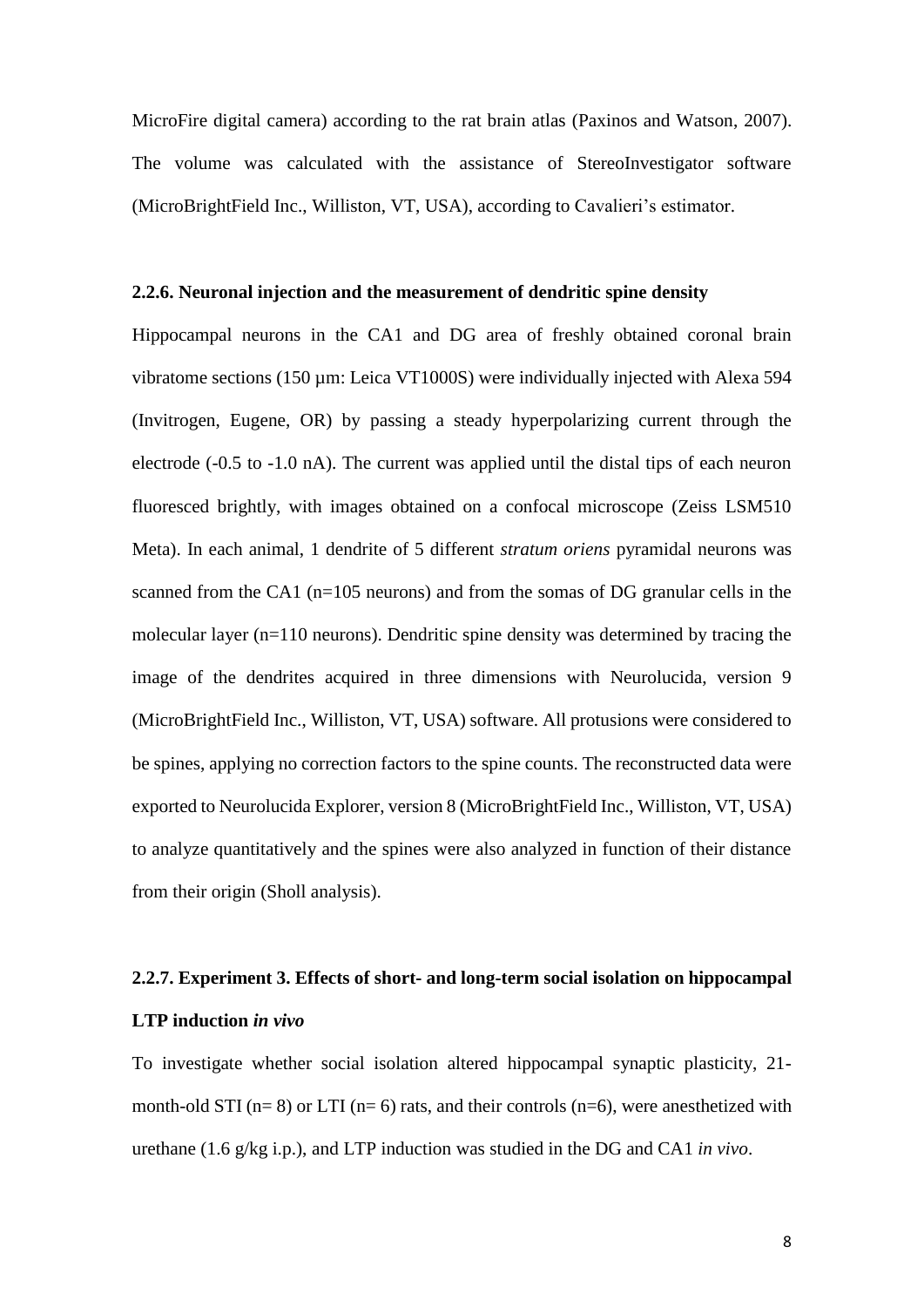MicroFire digital camera) according to the rat brain atlas (Paxinos and Watson, 2007). The volume was calculated with the assistance of StereoInvestigator software (MicroBrightField Inc., Williston, VT, USA), according to Cavalieri's estimator.

### 2.2.6. Neuronal injection and the measurement of dendritic spine density

Hippocampal neurons in the CA1 and DG area of freshly obtained coronal brain vibratome sections (150 µm: Leica VT1000S) were individually injected with Alexa 594 (Invitrogen, Eugene, OR) by passing a steady hyperpolarizing current through the electrode (-0.5 to -1.0 nA). The current was applied until the distal tips of each neuron fluoresced brightly, with images obtained on a confocal microscope (Zeiss LSM510 Meta). In each animal, 1 dendrite of 5 different *stratum oriens* pyramidal neurons was scanned from the CA1 (n=105 neurons) and from the somas of DG granular cells in the molecular layer (n=110 neurons). Dendritic spine density was determined by tracing the image of the dendrites acquired in three dimensions with Neurolucida, version 9 (MicroBrightField Inc., Williston, VT, USA) software. All protusions were considered to be spines, applying no correction factors to the spine counts. The reconstructed data were exported to Neurolucida Explorer, version 8 (MicroBrightField Inc., Williston, VT, USA) to analyze quantitatively and the spines were also analyzed in function of their distance from their origin (Sholl analysis).

### 2.2.7. Experiment 3. Effects of short- and long-term social isolation on hippocampal LTP induction *in vivo*

To investigate whether social isolation altered hippocampal synaptic plasticity, 21-month-old STI (n= 8) or LTI (n= 6) rats, and their controls (n=6), were anesthetized with urethane (1.6 g/kg i.p.), and LTP induction was studied in the DG and CA1 *in vivo*.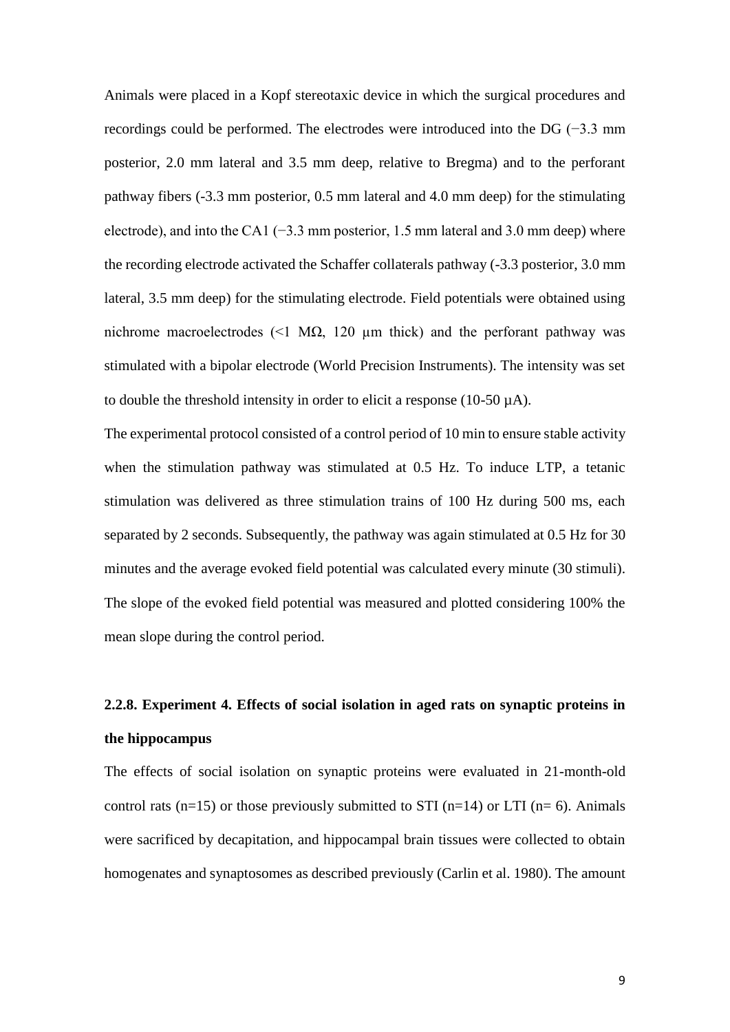Animals were placed in a Kopf stereotaxic device in which the surgical procedures and recordings could be performed. The electrodes were introduced into the DG (−3.3 mm posterior, 2.0 mm lateral and 3.5 mm deep, relative to Bregma) and to the perforant pathway fibers (-3.3 mm posterior, 0.5 mm lateral and 4.0 mm deep) for the stimulating electrode), and into the CA1 (−3.3 mm posterior, 1.5 mm lateral and 3.0 mm deep) where the recording electrode activated the Schaffer collaterals pathway (-3.3 posterior, 3.0 mm lateral, 3.5 mm deep) for the stimulating electrode. Field potentials were obtained using nichrome macroelectrodes (<1 MΩ, 120 μm thick) and the perforant pathway was stimulated with a bipolar electrode (World Precision Instruments). The intensity was set to double the threshold intensity in order to elicit a response (10-50 μA).

The experimental protocol consisted of a control period of 10 min to ensure stable activity when the stimulation pathway was stimulated at 0.5 Hz. To induce LTP, a tetanic stimulation was delivered as three stimulation trains of 100 Hz during 500 ms, each separated by 2 seconds. Subsequently, the pathway was again stimulated at 0.5 Hz for 30 minutes and the average evoked field potential was calculated every minute (30 stimuli). The slope of the evoked field potential was measured and plotted considering 100% the mean slope during the control period.

### 2.2.8. Experiment 4. Effects of social isolation in aged rats on synaptic proteins in the hippocampus

The effects of social isolation on synaptic proteins were evaluated in 21-month-old control rats (n=15) or those previously submitted to STI (n=14) or LTI (n= 6). Animals were sacrificed by decapitation, and hippocampal brain tissues were collected to obtain homogenates and synaptosomes as described previously (Carlin et al. 1980). The amount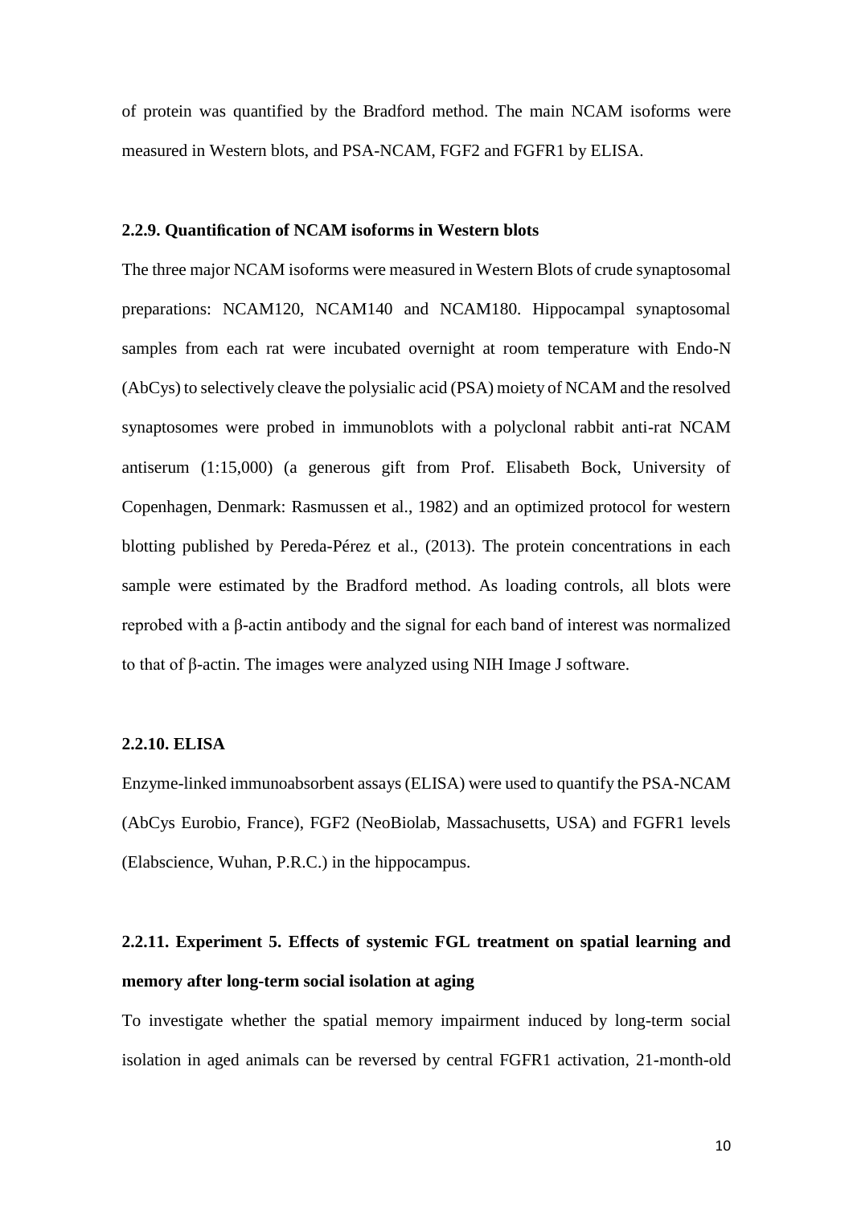of protein was quantified by the Bradford method. The main NCAM isoforms were measured in Western blots, and PSA-NCAM, FGF2 and FGFR1 by ELISA.

### 2.2.9. Quantification of NCAM isoforms in Western blots

The three major NCAM isoforms were measured in Western Blots of crude synaptosomal preparations: NCAM120, NCAM140 and NCAM180. Hippocampal synaptosomal samples from each rat were incubated overnight at room temperature with Endo-N (AbCys) to selectively cleave the polysialic acid (PSA) moiety of NCAM and the resolved synaptosomes were probed in immunoblots with a polyclonal rabbit anti-rat NCAM antiserum (1:15,000) (a generous gift from Prof. Elisabeth Bock, University of Copenhagen, Denmark: Rasmussen et al., 1982) and an optimized protocol for western blotting published by Pereda-Pérez et al., (2013). The protein concentrations in each sample were estimated by the Bradford method. As loading controls, all blots were reprobed with a β-actin antibody and the signal for each band of interest was normalized to that of β-actin. The images were analyzed using NIH Image J software.

### 2.2.10. ELISA

Enzyme-linked immunoabsorbent assays (ELISA) were used to quantify the PSA-NCAM (AbCys Eurobio, France), FGF2 (NeoBiolab, Massachusetts, USA) and FGFR1 levels (Elabscience, Wuhan, P.R.C.) in the hippocampus.

### 2.2.11. Experiment 5. Effects of systemic FGL treatment on spatial learning and memory after long-term social isolation at aging

To investigate whether the spatial memory impairment induced by long-term social isolation in aged animals can be reversed by central FGFR1 activation, 21-month-old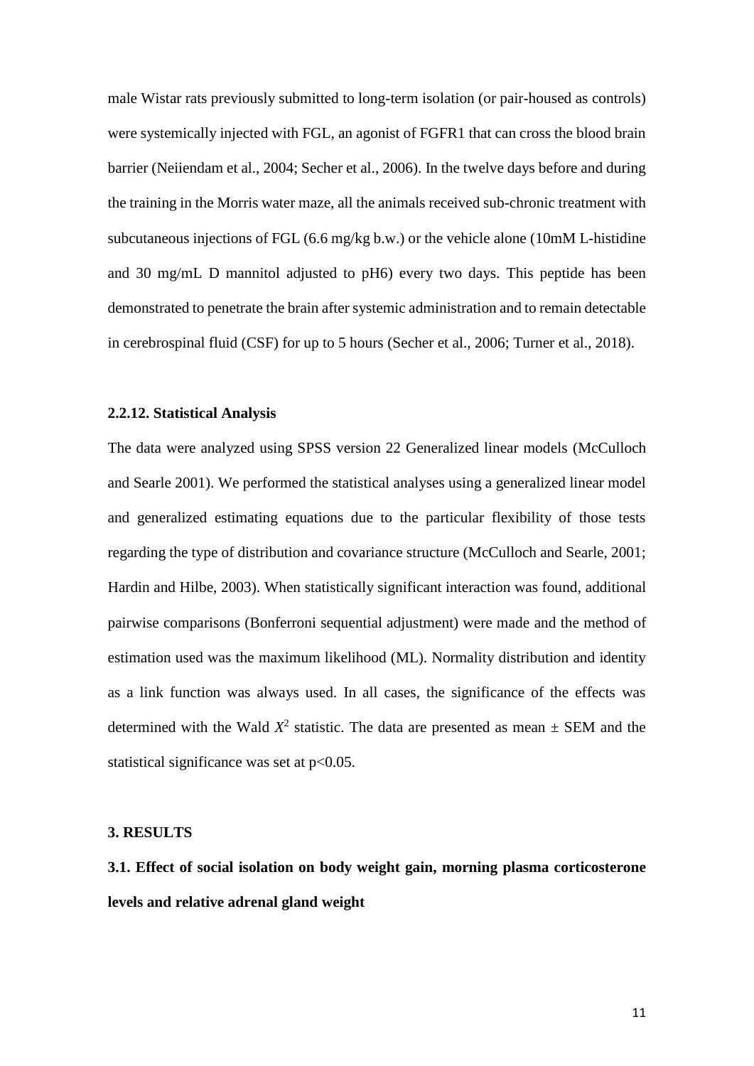male Wistar rats previously submitted to long-term isolation (or pair-housed as controls) were systemically injected with FGL, an agonist of FGFR1 that can cross the blood brain barrier (Neiiendam et al., 2004; Secher et al., 2006). In the twelve days before and during the training in the Morris water maze, all the animals received sub-chronic treatment with subcutaneous injections of FGL (6.6 mg/kg b.w.) or the vehicle alone (10mM L-histidine and 30 mg/mL D mannitol adjusted to pH6) every two days. This peptide has been demonstrated to penetrate the brain after systemic administration and to remain detectable in cerebrospinal fluid (CSF) for up to 5 hours (Secher et al., 2006; Turner et al., 2018).

#### 2.2.12. Statistical Analysis

The data were analyzed using SPSS version 22 Generalized linear models (McCulloch and Searle 2001). We performed the statistical analyses using a generalized linear model and generalized estimating equations due to the particular flexibility of those tests regarding the type of distribution and covariance structure (McCulloch and Searle, 2001; Hardin and Hilbe, 2003). When statistically significant interaction was found, additional pairwise comparisons (Bonferroni sequential adjustment) were made and the method of estimation used was the maximum likelihood (ML). Normality distribution and identity as a link function was always used. In all cases, the significance of the effects was determined with the Wald $X^2$ statistic. The data are presented as mean ± SEM and the statistical significance was set at $p<0.05$.

## 3. RESULTS

### 3.1. Effect of social isolation on body weight gain, morning plasma corticosterone levels and relative adrenal gland weight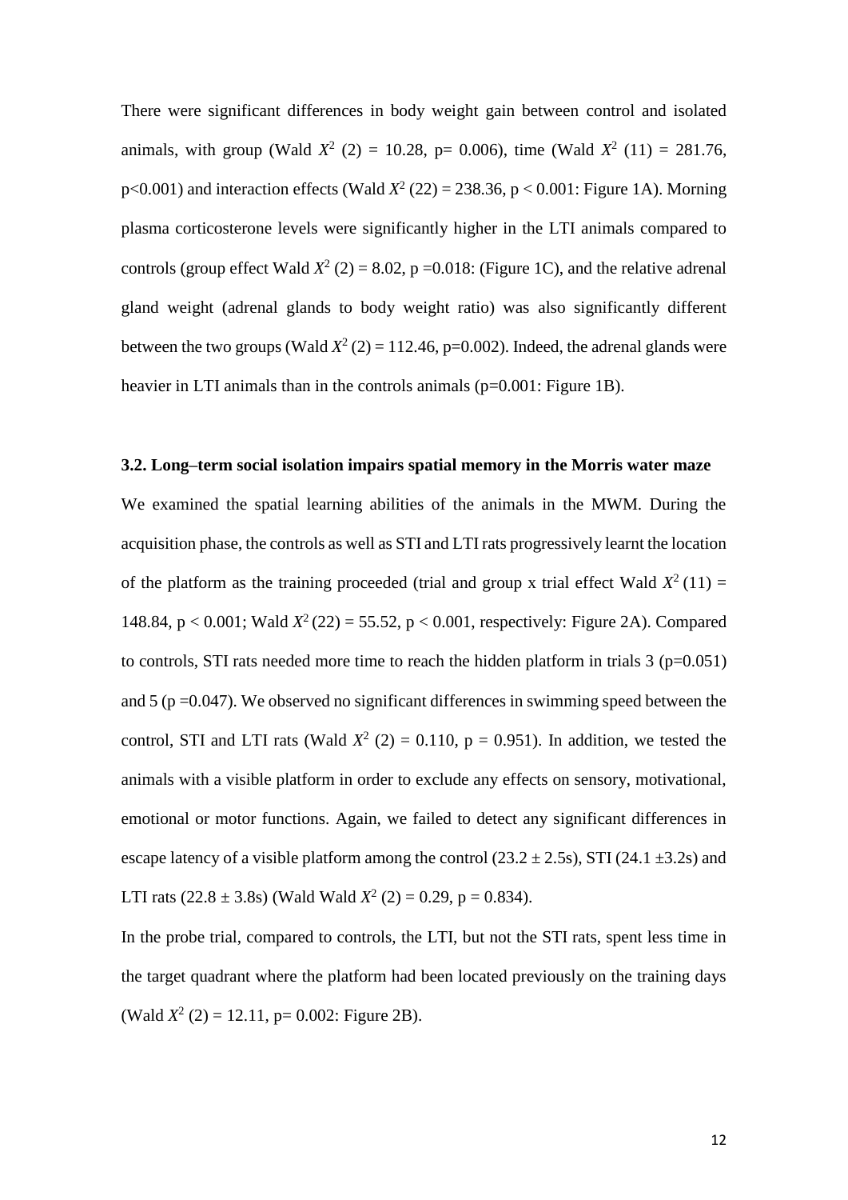There were significant differences in body weight gain between control and isolated animals, with group (Wald $X^2$ (2) = 10.28, p= 0.006), time (Wald $X^2$ (11) = 281.76, p<0.001) and interaction effects (Wald $X^2$ (22) = 238.36, p < 0.001: Figure 1A). Morning plasma corticosterone levels were significantly higher in the LTI animals compared to controls (group effect Wald $X^2$ (2) = 8.02, p =0.018: (Figure 1C), and the relative adrenal gland weight (adrenal glands to body weight ratio) was also significantly different between the two groups (Wald $X^2$ (2) = 112.46, p=0.002). Indeed, the adrenal glands were heavier in LTI animals than in the controls animals (p=0.001: Figure 1B).

### 3.2. Long–term social isolation impairs spatial memory in the Morris water maze

We examined the spatial learning abilities of the animals in the MWM. During the acquisition phase, the controls as well as STI and LTI rats progressively learnt the location of the platform as the training proceeded (trial and group x trial effect Wald $X^2$ (11) = 148.84, p < 0.001; Wald $X^2$ (22) = 55.52, p < 0.001, respectively: Figure 2A). Compared to controls, STI rats needed more time to reach the hidden platform in trials 3 (p=0.051) and 5 (p =0.047). We observed no significant differences in swimming speed between the control, STI and LTI rats (Wald $X^2$ (2) = 0.110, p = 0.951). In addition, we tested the animals with a visible platform in order to exclude any effects on sensory, motivational, emotional or motor functions. Again, we failed to detect any significant differences in escape latency of a visible platform among the control (23.2 ± 2.5s), STI (24.1 ±3.2s) and LTI rats (22.8 ± 3.8s) (Wald Wald $X^2$ (2) = 0.29, p = 0.834).

In the probe trial, compared to controls, the LTI, but not the STI rats, spent less time in the target quadrant where the platform had been located previously on the training days (Wald $X^2$ (2) = 12.11, p= 0.002: Figure 2B).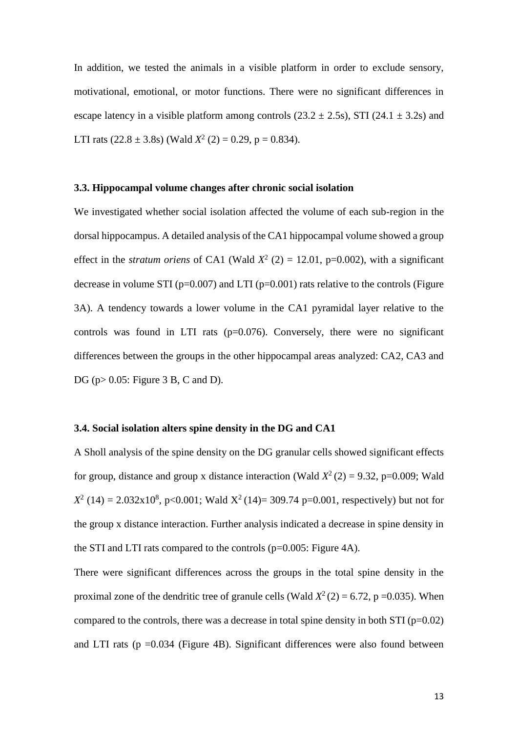In addition, we tested the animals in a visible platform in order to exclude sensory, motivational, emotional, or motor functions. There were no significant differences in escape latency in a visible platform among controls (23.2 ± 2.5s), STI (24.1 ± 3.2s) and LTI rats (22.8 ± 3.8s) (Wald $X^2$ (2) = 0.29, p = 0.834).

### 3.3. Hippocampal volume changes after chronic social isolation

We investigated whether social isolation affected the volume of each sub-region in the dorsal hippocampus. A detailed analysis of the CA1 hippocampal volume showed a group effect in the *stratum oriens* of CA1 (Wald $X^2$ (2) = 12.01, p=0.002), with a significant decrease in volume STI (p=0.007) and LTI (p=0.001) rats relative to the controls (Figure 3A). A tendency towards a lower volume in the CA1 pyramidal layer relative to the controls was found in LTI rats (p=0.076). Conversely, there were no significant differences between the groups in the other hippocampal areas analyzed: CA2, CA3 and DG (p> 0.05: Figure 3 B, C and D).

### 3.4. Social isolation alters spine density in the DG and CA1

A Sholl analysis of the spine density on the DG granular cells showed significant effects for group, distance and group x distance interaction (Wald $X^2$ (2) = 9.32, p=0.009; Wald $X^2$ (14) = 2.032x10$^8$, p<0.001; Wald $X^2$ (14)= 309.74 p=0.001, respectively) but not for the group x distance interaction. Further analysis indicated a decrease in spine density in the STI and LTI rats compared to the controls (p=0.005: Figure 4A).

There were significant differences across the groups in the total spine density in the proximal zone of the dendritic tree of granule cells (Wald $X^2$ (2) = 6.72, p =0.035). When compared to the controls, there was a decrease in total spine density in both STI (p=0.02) and LTI rats (p =0.034 (Figure 4B). Significant differences were also found between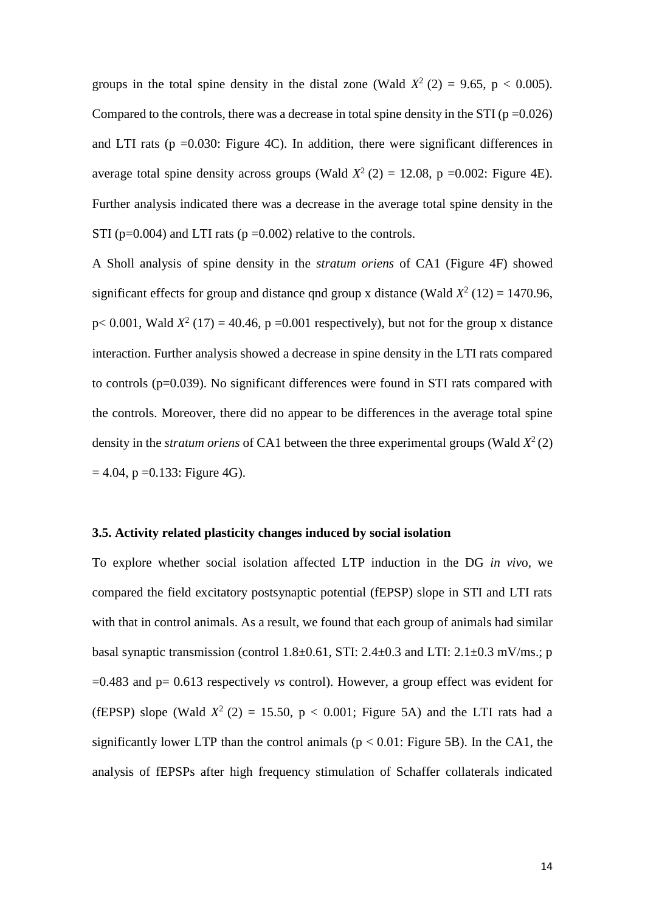groups in the total spine density in the distal zone (Wald $X^2$ (2) = 9.65, $p < 0.005$). Compared to the controls, there was a decrease in total spine density in the STI ($p = 0.026$) and LTI rats ($p = 0.030$: Figure 4C). In addition, there were significant differences in average total spine density across groups (Wald $X^2$ (2) = 12.08, $p = 0.002$: Figure 4E). Further analysis indicated there was a decrease in the average total spine density in the STI ($p = 0.004$) and LTI rats ($p = 0.002$) relative to the controls.

A Sholl analysis of spine density in the *stratum oriens* of CA1 (Figure 4F) showed significant effects for group and distance qnd group x distance (Wald $X^2$ (12) = 1470.96, $p < 0.001$, Wald $X^2$ (17) = 40.46, $p = 0.001$ respectively), but not for the group x distance interaction. Further analysis showed a decrease in spine density in the LTI rats compared to controls ($p = 0.039$). No significant differences were found in STI rats compared with the controls. Moreover, there did no appear to be differences in the average total spine density in the *stratum oriens* of CA1 between the three experimental groups (Wald $X^2$ (2) = 4.04, $p = 0.133$: Figure 4G).

### 3.5. Activity related plasticity changes induced by social isolation

To explore whether social isolation affected LTP induction in the DG *in vivo*, we compared the field excitatory postsynaptic potential (fEPSP) slope in STI and LTI rats with that in control animals. As a result, we found that each group of animals had similar basal synaptic transmission (control 1.8±0.61, STI: 2.4±0.3 and LTI: 2.1±0.3 mV/ms.; $p = 0.483$ and $p = 0.613$ respectively *vs* control). However, a group effect was evident for (fEPSP) slope (Wald $X^2$ (2) = 15.50, $p < 0.001$; Figure 5A) and the LTI rats had a significantly lower LTP than the control animals ($p < 0.01$: Figure 5B). In the CA1, the analysis of fEPSPs after high frequency stimulation of Schaffer collaterals indicated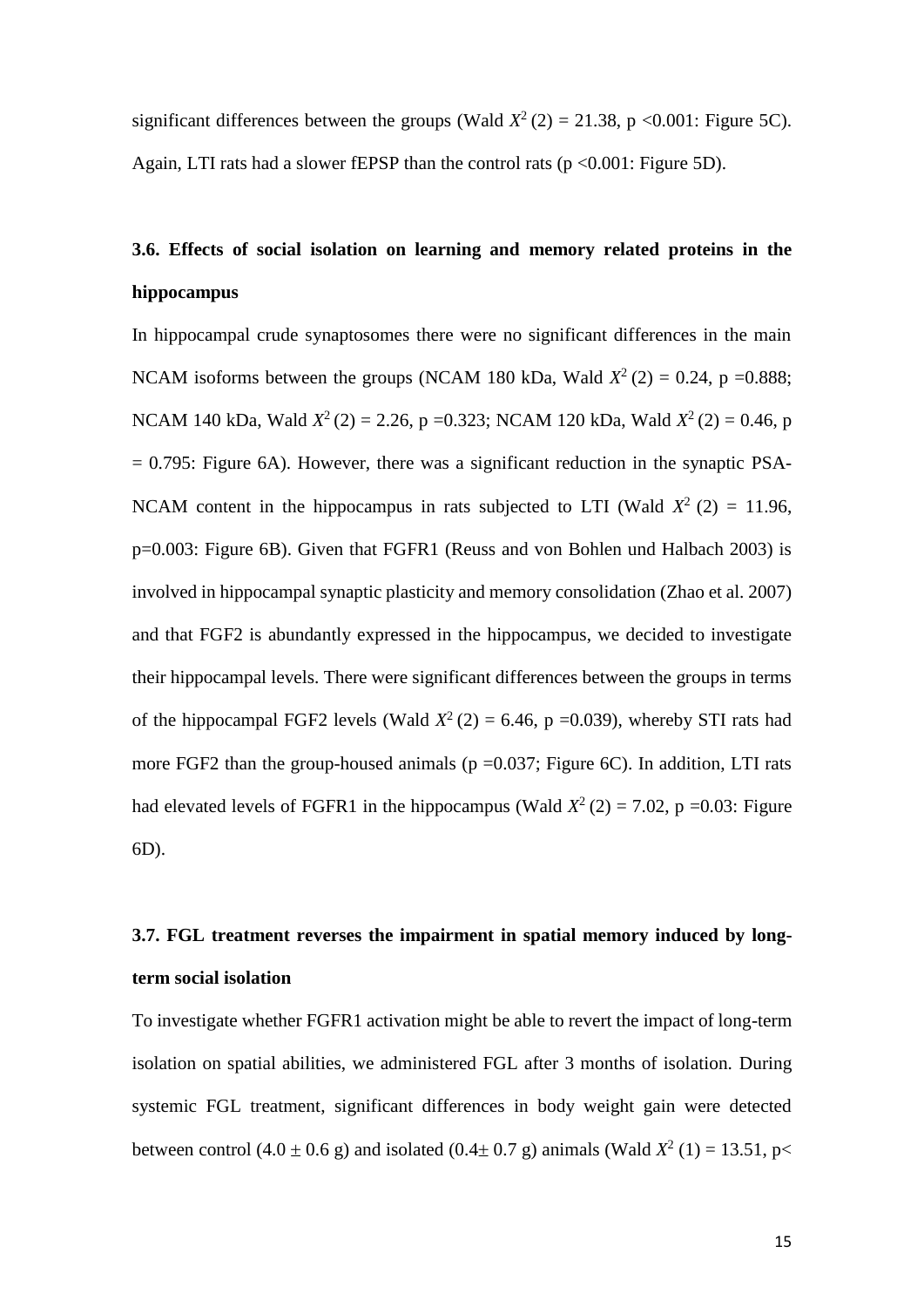significant differences between the groups (Wald $X^2$ (2) = 21.38, p <0.001: Figure 5C). Again, LTI rats had a slower fEPSP than the control rats (p <0.001: Figure 5D).

### 3.6. Effects of social isolation on learning and memory related proteins in the hippocampus

In hippocampal crude synaptosomes there were no significant differences in the main NCAM isoforms between the groups (NCAM 180 kDa, Wald $X^2$ (2) = 0.24, p =0.888; NCAM 140 kDa, Wald $X^2$ (2) = 2.26, p =0.323; NCAM 120 kDa, Wald $X^2$ (2) = 0.46, p = 0.795: Figure 6A). However, there was a significant reduction in the synaptic PSA-NCAM content in the hippocampus in rats subjected to LTI (Wald $X^2$ (2) = 11.96, p=0.003: Figure 6B). Given that FGFR1 (Reuss and von Bohlen und Halbach 2003) is involved in hippocampal synaptic plasticity and memory consolidation (Zhao et al. 2007) and that FGF2 is abundantly expressed in the hippocampus, we decided to investigate their hippocampal levels. There were significant differences between the groups in terms of the hippocampal FGF2 levels (Wald $X^2$ (2) = 6.46, p =0.039), whereby STI rats had more FGF2 than the group-housed animals (p =0.037; Figure 6C). In addition, LTI rats had elevated levels of FGFR1 in the hippocampus (Wald $X^2$ (2) = 7.02, p =0.03: Figure 6D).

### 3.7. FGL treatment reverses the impairment in spatial memory induced by long-term social isolation

To investigate whether FGFR1 activation might be able to revert the impact of long-term isolation on spatial abilities, we administered FGL after 3 months of isolation. During systemic FGL treatment, significant differences in body weight gain were detected between control (4.0 $\pm$ 0.6 g) and isolated (0.4$\pm$ 0.7 g) animals (Wald $X^2$ (1) = 13.51, p<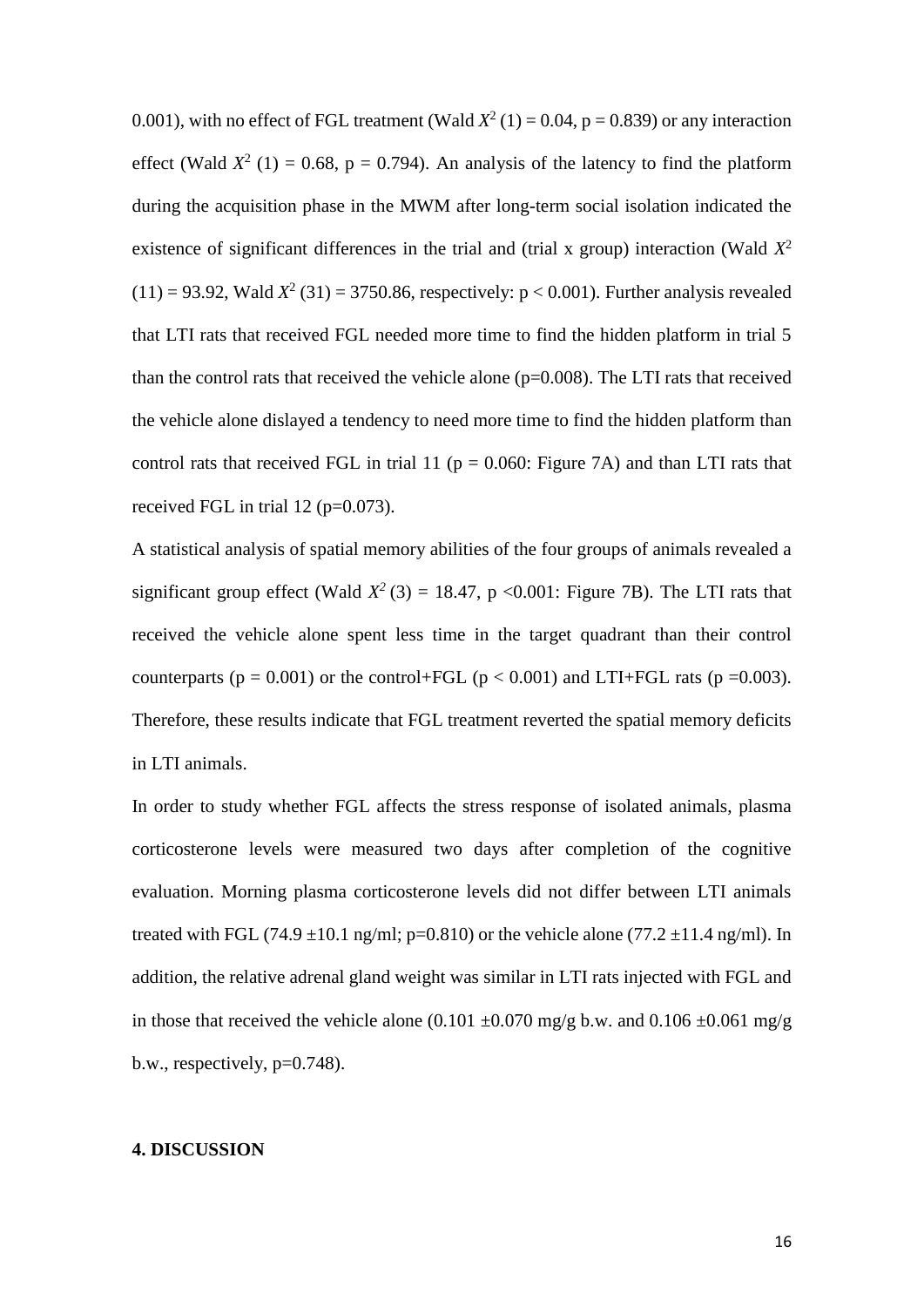0.001), with no effect of FGL treatment (Wald $X^2$ (1) = 0.04, p = 0.839) or any interaction effect (Wald $X^2$ (1) = 0.68, p = 0.794). An analysis of the latency to find the platform during the acquisition phase in the MWM after long-term social isolation indicated the existence of significant differences in the trial and (trial x group) interaction (Wald $X^2$ (11) = 93.92, Wald $X^2$ (31) = 3750.86, respectively: p < 0.001). Further analysis revealed that LTI rats that received FGL needed more time to find the hidden platform in trial 5 than the control rats that received the vehicle alone (p=0.008). The LTI rats that received the vehicle alone dislayed a tendency to need more time to find the hidden platform than control rats that received FGL in trial 11 (p = 0.060: Figure 7A) and than LTI rats that received FGL in trial 12 (p=0.073).

A statistical analysis of spatial memory abilities of the four groups of animals revealed a significant group effect (Wald $X^2$ (3) = 18.47, p <0.001: Figure 7B). The LTI rats that received the vehicle alone spent less time in the target quadrant than their control counterparts (p = 0.001) or the control+FGL (p < 0.001) and LTI+FGL rats (p =0.003). Therefore, these results indicate that FGL treatment reverted the spatial memory deficits in LTI animals.

In order to study whether FGL affects the stress response of isolated animals, plasma corticosterone levels were measured two days after completion of the cognitive evaluation. Morning plasma corticosterone levels did not differ between LTI animals treated with FGL (74.9 ±10.1 ng/ml; p=0.810) or the vehicle alone (77.2 ±11.4 ng/ml). In addition, the relative adrenal gland weight was similar in LTI rats injected with FGL and in those that received the vehicle alone (0.101 ±0.070 mg/g b.w. and 0.106 ±0.061 mg/g b.w., respectively, p=0.748).

## 4. DISCUSSION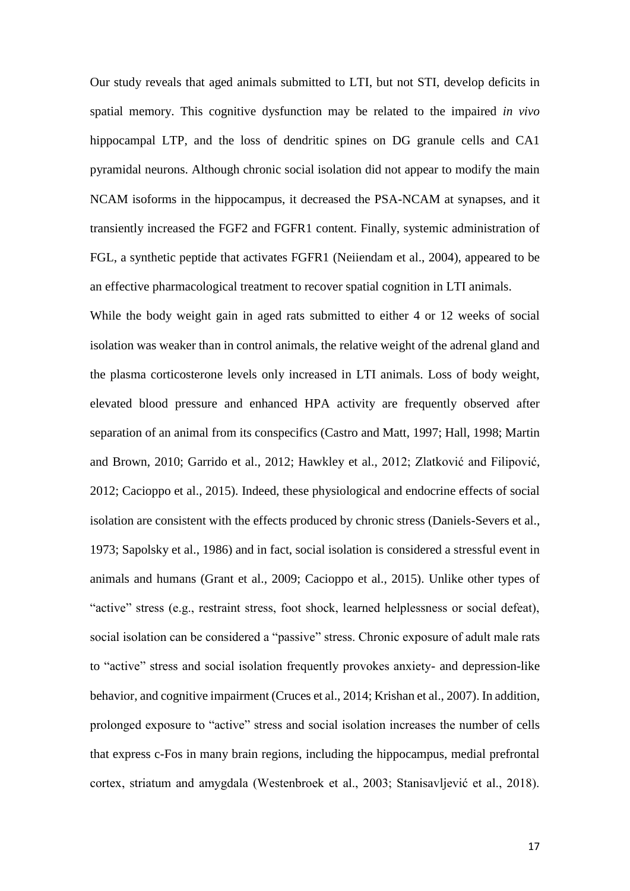Our study reveals that aged animals submitted to LTI, but not STI, develop deficits in spatial memory. This cognitive dysfunction may be related to the impaired *in vivo* hippocampal LTP, and the loss of dendritic spines on DG granule cells and CA1 pyramidal neurons. Although chronic social isolation did not appear to modify the main NCAM isoforms in the hippocampus, it decreased the PSA-NCAM at synapses, and it transiently increased the FGF2 and FGFR1 content. Finally, systemic administration of FGL, a synthetic peptide that activates FGFR1 (Neiiendam et al., 2004), appeared to be an effective pharmacological treatment to recover spatial cognition in LTI animals.

While the body weight gain in aged rats submitted to either 4 or 12 weeks of social isolation was weaker than in control animals, the relative weight of the adrenal gland and the plasma corticosterone levels only increased in LTI animals. Loss of body weight, elevated blood pressure and enhanced HPA activity are frequently observed after separation of an animal from its conspecifics (Castro and Matt, 1997; Hall, 1998; Martin and Brown, 2010; Garrido et al., 2012; Hawkley et al., 2012; Zlatković and Filipović, 2012; Cacioppo et al., 2015). Indeed, these physiological and endocrine effects of social isolation are consistent with the effects produced by chronic stress (Daniels-Severs et al., 1973; Sapolsky et al., 1986) and in fact, social isolation is considered a stressful event in animals and humans (Grant et al., 2009; Cacioppo et al., 2015). Unlike other types of "active" stress (e.g., restraint stress, foot shock, learned helplessness or social defeat), social isolation can be considered a "passive" stress. Chronic exposure of adult male rats to "active" stress and social isolation frequently provokes anxiety- and depression-like behavior, and cognitive impairment (Cruces et al., 2014; Krishan et al., 2007). In addition, prolonged exposure to "active" stress and social isolation increases the number of cells that express c-Fos in many brain regions, including the hippocampus, medial prefrontal cortex, striatum and amygdala (Westenbroek et al., 2003; Stanisavljević et al., 2018).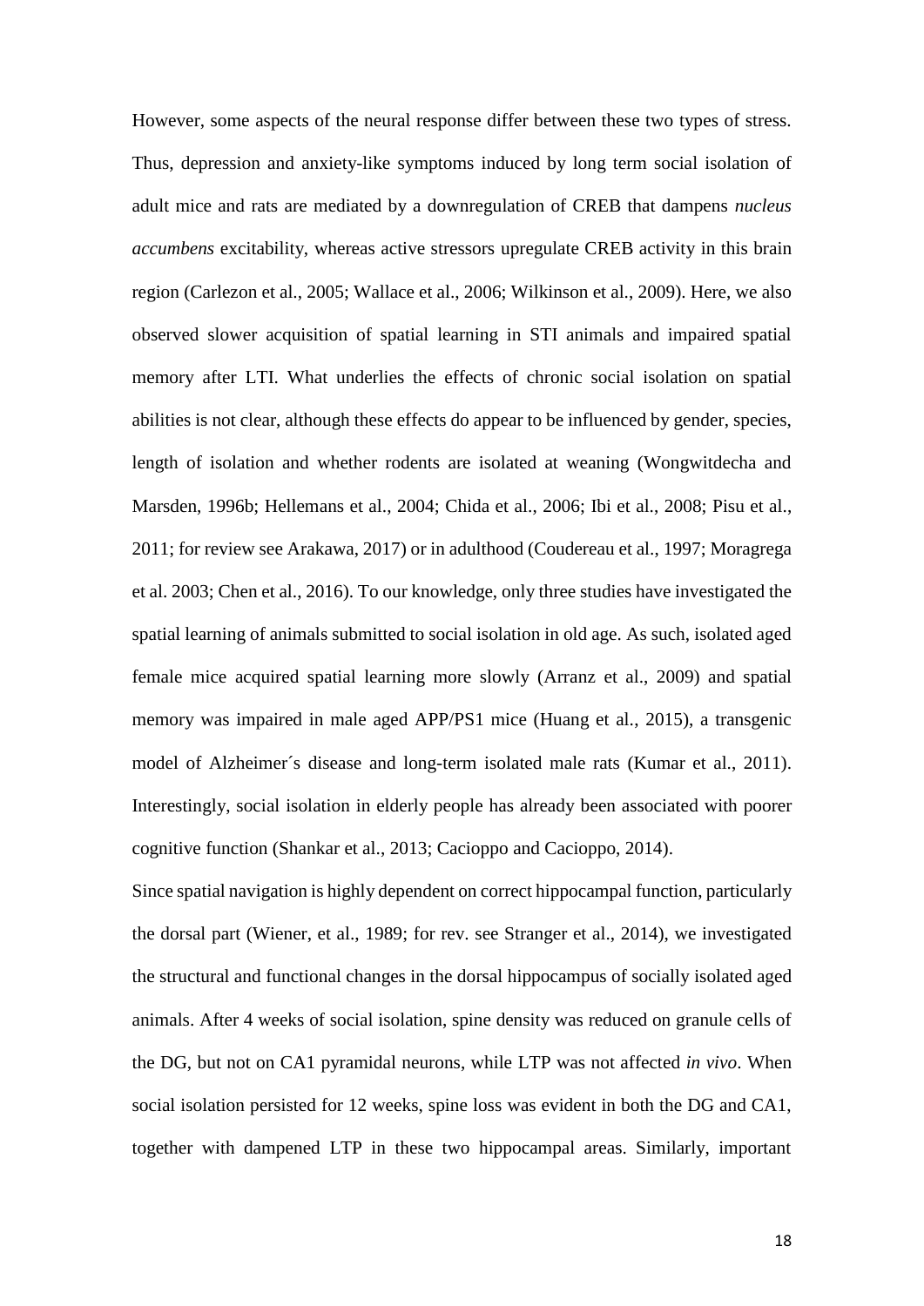However, some aspects of the neural response differ between these two types of stress. Thus, depression and anxiety-like symptoms induced by long term social isolation of adult mice and rats are mediated by a downregulation of CREB that dampens *nucleus accumbens* excitability, whereas active stressors upregulate CREB activity in this brain region (Carlezon et al., 2005; Wallace et al., 2006; Wilkinson et al., 2009). Here, we also observed slower acquisition of spatial learning in STI animals and impaired spatial memory after LTI. What underlies the effects of chronic social isolation on spatial abilities is not clear, although these effects do appear to be influenced by gender, species, length of isolation and whether rodents are isolated at weaning (Wongwitdecha and Marsden, 1996b; Hellemans et al., 2004; Chida et al., 2006; Ibi et al., 2008; Pisu et al., 2011; for review see Arakawa, 2017) or in adulthood (Coudereau et al., 1997; Moragrega et al. 2003; Chen et al., 2016). To our knowledge, only three studies have investigated the spatial learning of animals submitted to social isolation in old age. As such, isolated aged female mice acquired spatial learning more slowly (Arranz et al., 2009) and spatial memory was impaired in male aged APP/PS1 mice (Huang et al., 2015), a transgenic model of Alzheimer´s disease and long-term isolated male rats (Kumar et al., 2011). Interestingly, social isolation in elderly people has already been associated with poorer cognitive function (Shankar et al., 2013; Cacioppo and Cacioppo, 2014).

Since spatial navigation is highly dependent on correct hippocampal function, particularly the dorsal part (Wiener, et al., 1989; for rev. see Stranger et al., 2014), we investigated the structural and functional changes in the dorsal hippocampus of socially isolated aged animals. After 4 weeks of social isolation, spine density was reduced on granule cells of the DG, but not on CA1 pyramidal neurons, while LTP was not affected *in vivo*. When social isolation persisted for 12 weeks, spine loss was evident in both the DG and CA1, together with dampened LTP in these two hippocampal areas. Similarly, important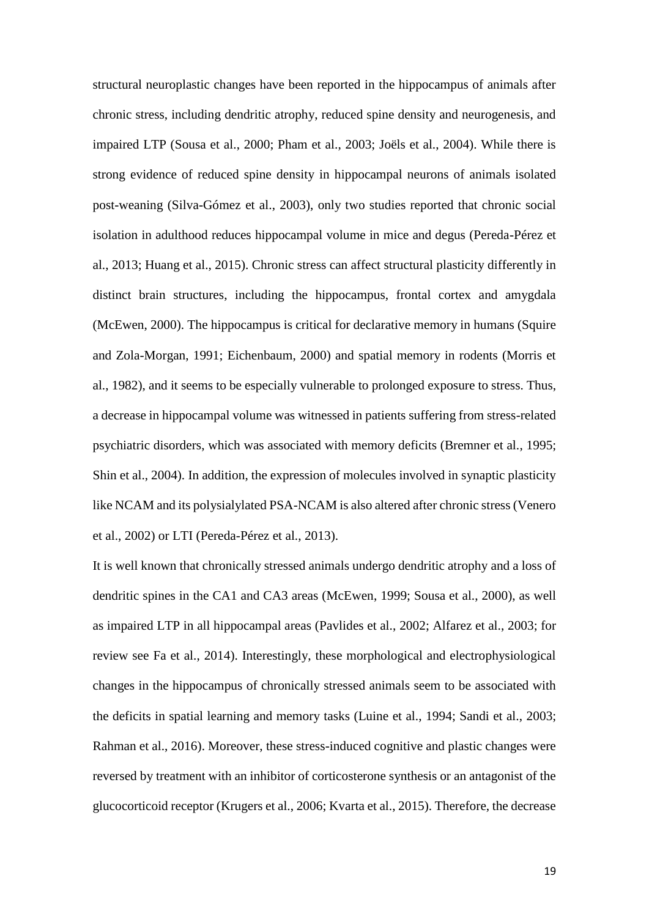structural neuroplastic changes have been reported in the hippocampus of animals after chronic stress, including dendritic atrophy, reduced spine density and neurogenesis, and impaired LTP (Sousa et al., 2000; Pham et al., 2003; Joëls et al., 2004). While there is strong evidence of reduced spine density in hippocampal neurons of animals isolated post-weaning (Silva-Gómez et al., 2003), only two studies reported that chronic social isolation in adulthood reduces hippocampal volume in mice and degus (Pereda-Pérez et al., 2013; Huang et al., 2015). Chronic stress can affect structural plasticity differently in distinct brain structures, including the hippocampus, frontal cortex and amygdala (McEwen, 2000). The hippocampus is critical for declarative memory in humans (Squire and Zola-Morgan, 1991; Eichenbaum, 2000) and spatial memory in rodents (Morris et al., 1982), and it seems to be especially vulnerable to prolonged exposure to stress. Thus, a decrease in hippocampal volume was witnessed in patients suffering from stress-related psychiatric disorders, which was associated with memory deficits (Bremner et al., 1995; Shin et al., 2004). In addition, the expression of molecules involved in synaptic plasticity like NCAM and its polysialylated PSA-NCAM is also altered after chronic stress (Venero et al., 2002) or LTI (Pereda-Pérez et al., 2013).

It is well known that chronically stressed animals undergo dendritic atrophy and a loss of dendritic spines in the CA1 and CA3 areas (McEwen, 1999; Sousa et al., 2000), as well as impaired LTP in all hippocampal areas (Pavlides et al., 2002; Alfarez et al., 2003; for review see Fa et al., 2014). Interestingly, these morphological and electrophysiological changes in the hippocampus of chronically stressed animals seem to be associated with the deficits in spatial learning and memory tasks (Luine et al., 1994; Sandi et al., 2003; Rahman et al., 2016). Moreover, these stress-induced cognitive and plastic changes were reversed by treatment with an inhibitor of corticosterone synthesis or an antagonist of the glucocorticoid receptor (Krugers et al., 2006; Kvarta et al., 2015). Therefore, the decrease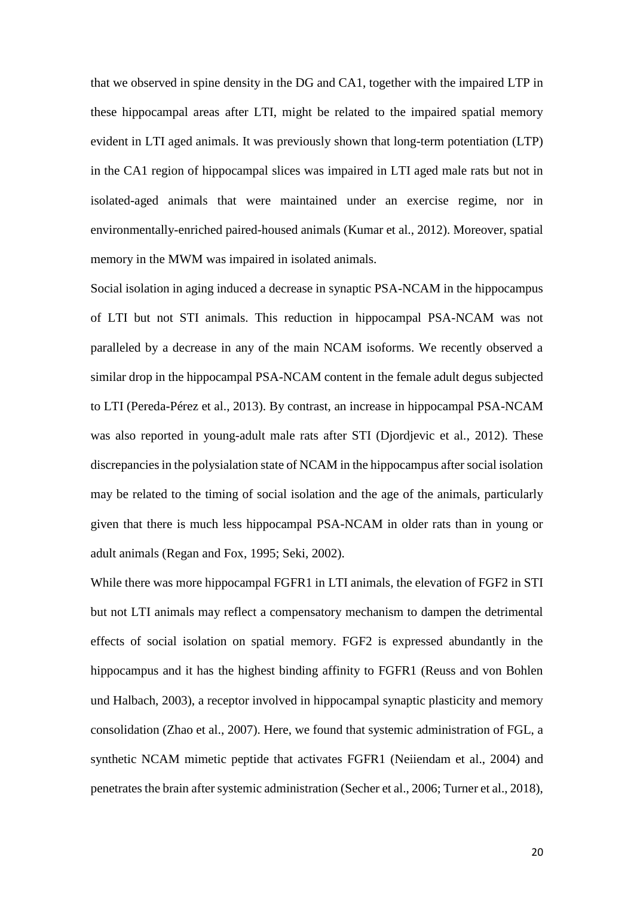that we observed in spine density in the DG and CA1, together with the impaired LTP in these hippocampal areas after LTI, might be related to the impaired spatial memory evident in LTI aged animals. It was previously shown that long-term potentiation (LTP) in the CA1 region of hippocampal slices was impaired in LTI aged male rats but not in isolated-aged animals that were maintained under an exercise regime, nor in environmentally-enriched paired-housed animals (Kumar et al., 2012). Moreover, spatial memory in the MWM was impaired in isolated animals.

Social isolation in aging induced a decrease in synaptic PSA-NCAM in the hippocampus of LTI but not STI animals. This reduction in hippocampal PSA-NCAM was not paralleled by a decrease in any of the main NCAM isoforms. We recently observed a similar drop in the hippocampal PSA-NCAM content in the female adult degus subjected to LTI (Pereda-Pérez et al., 2013). By contrast, an increase in hippocampal PSA-NCAM was also reported in young-adult male rats after STI (Djordjevic et al., 2012). These discrepancies in the polysialation state of NCAM in the hippocampus after social isolation may be related to the timing of social isolation and the age of the animals, particularly given that there is much less hippocampal PSA-NCAM in older rats than in young or adult animals (Regan and Fox, 1995; Seki, 2002).

While there was more hippocampal FGFR1 in LTI animals, the elevation of FGF2 in STI but not LTI animals may reflect a compensatory mechanism to dampen the detrimental effects of social isolation on spatial memory. FGF2 is expressed abundantly in the hippocampus and it has the highest binding affinity to FGFR1 (Reuss and von Bohlen und Halbach, 2003), a receptor involved in hippocampal synaptic plasticity and memory consolidation (Zhao et al., 2007). Here, we found that systemic administration of FGL, a synthetic NCAM mimetic peptide that activates FGFR1 (Neiiendam et al., 2004) and penetrates the brain after systemic administration (Secher et al., 2006; Turner et al., 2018),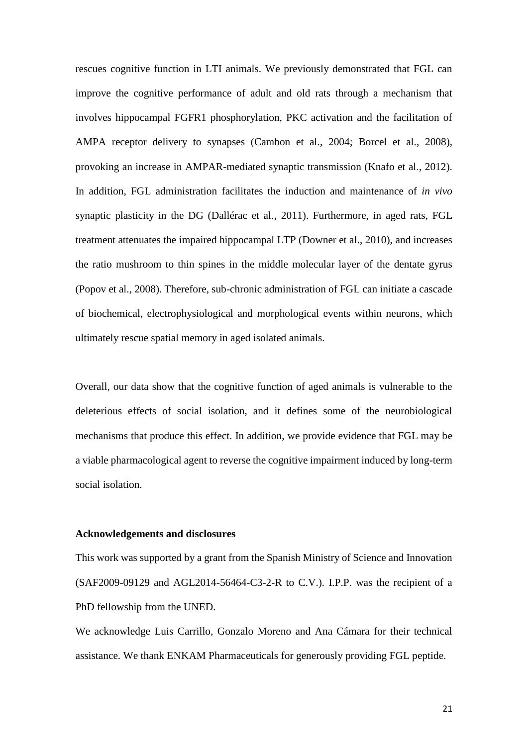rescues cognitive function in LTI animals. We previously demonstrated that FGL can improve the cognitive performance of adult and old rats through a mechanism that involves hippocampal FGFR1 phosphorylation, PKC activation and the facilitation of AMPA receptor delivery to synapses (Cambon et al., 2004; Borcel et al., 2008), provoking an increase in AMPAR-mediated synaptic transmission (Knafo et al., 2012). In addition, FGL administration facilitates the induction and maintenance of *in vivo* synaptic plasticity in the DG (Dallérac et al., 2011). Furthermore, in aged rats, FGL treatment attenuates the impaired hippocampal LTP (Downer et al., 2010), and increases the ratio mushroom to thin spines in the middle molecular layer of the dentate gyrus (Popov et al., 2008). Therefore, sub-chronic administration of FGL can initiate a cascade of biochemical, electrophysiological and morphological events within neurons, which ultimately rescue spatial memory in aged isolated animals.

Overall, our data show that the cognitive function of aged animals is vulnerable to the deleterious effects of social isolation, and it defines some of the neurobiological mechanisms that produce this effect. In addition, we provide evidence that FGL may be a viable pharmacological agent to reverse the cognitive impairment induced by long-term social isolation.

**Acknowledgements and disclosures**

This work was supported by a grant from the Spanish Ministry of Science and Innovation (SAF2009-09129 and AGL2014-56464-C3-2-R to C.V.). I.P.P. was the recipient of a PhD fellowship from the UNED.

We acknowledge Luis Carrillo, Gonzalo Moreno and Ana Cámara for their technical assistance. We thank ENKAM Pharmaceuticals for generously providing FGL peptide.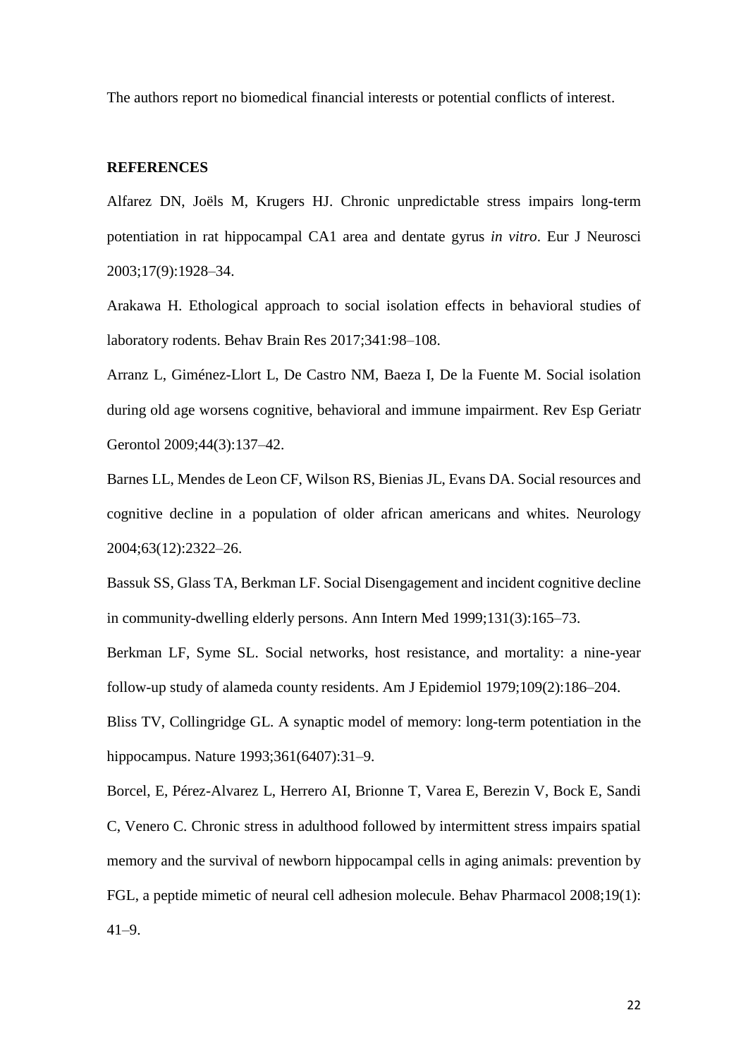The authors report no biomedical financial interests or potential conflicts of interest.

## REFERENCES

Alfarez DN, Joëls M, Krugers HJ. Chronic unpredictable stress impairs long-term potentiation in rat hippocampal CA1 area and dentate gyrus *in vitro*. Eur J Neurosci 2003;17(9):1928–34.

Arakawa H. Ethological approach to social isolation effects in behavioral studies of laboratory rodents. Behav Brain Res 2017;341:98–108.

Arranz L, Giménez-Llort L, De Castro NM, Baeza I, De la Fuente M. Social isolation during old age worsens cognitive, behavioral and immune impairment. Rev Esp Geriatr Gerontol 2009;44(3):137–42.

Barnes LL, Mendes de Leon CF, Wilson RS, Bienias JL, Evans DA. Social resources and cognitive decline in a population of older african americans and whites. Neurology 2004;63(12):2322–26.

Bassuk SS, Glass TA, Berkman LF. Social Disengagement and incident cognitive decline in community-dwelling elderly persons. Ann Intern Med 1999;131(3):165–73.

Berkman LF, Syme SL. Social networks, host resistance, and mortality: a nine-year follow-up study of alameda county residents. Am J Epidemiol 1979;109(2):186–204.

Bliss TV, Collingridge GL. A synaptic model of memory: long-term potentiation in the hippocampus. Nature 1993;361(6407):31–9.

Borcel, E, Pérez-Alvarez L, Herrero AI, Brionne T, Varea E, Berezin V, Bock E, Sandi C, Venero C. Chronic stress in adulthood followed by intermittent stress impairs spatial memory and the survival of newborn hippocampal cells in aging animals: prevention by FGL, a peptide mimetic of neural cell adhesion molecule. Behav Pharmacol 2008;19(1): 41–9.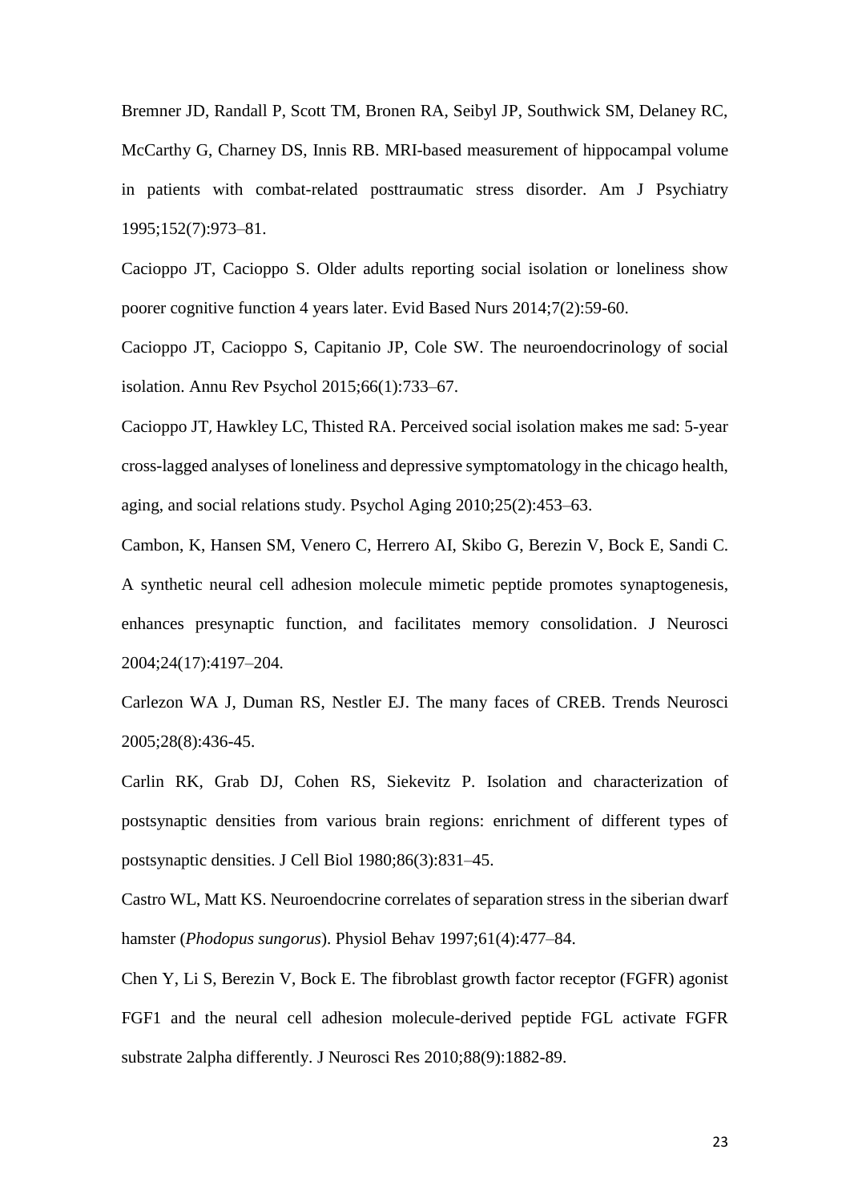Bremner JD, Randall P, Scott TM, Bronen RA, Seibyl JP, Southwick SM, Delaney RC, McCarthy G, Charney DS, Innis RB. MRI-based measurement of hippocampal volume in patients with combat-related posttraumatic stress disorder. Am J Psychiatry 1995;152(7):973–81.

Cacioppo JT, Cacioppo S. Older adults reporting social isolation or loneliness show poorer cognitive function 4 years later. Evid Based Nurs 2014;7(2):59-60.

Cacioppo JT, Cacioppo S, Capitanio JP, Cole SW. The neuroendocrinology of social isolation. Annu Rev Psychol 2015;66(1):733–67.

Cacioppo JT, Hawkley LC, Thisted RA. Perceived social isolation makes me sad: 5-year cross-lagged analyses of loneliness and depressive symptomatology in the chicago health, aging, and social relations study. Psychol Aging 2010;25(2):453–63.

Cambon, K, Hansen SM, Venero C, Herrero AI, Skibo G, Berezin V, Bock E, Sandi C. A synthetic neural cell adhesion molecule mimetic peptide promotes synaptogenesis, enhances presynaptic function, and facilitates memory consolidation. J Neurosci 2004;24(17):4197–204.

Carlezon WA J, Duman RS, Nestler EJ. The many faces of CREB. Trends Neurosci 2005;28(8):436-45.

Carlin RK, Grab DJ, Cohen RS, Siekevitz P. Isolation and characterization of postsynaptic densities from various brain regions: enrichment of different types of postsynaptic densities. J Cell Biol 1980;86(3):831–45.

Castro WL, Matt KS. Neuroendocrine correlates of separation stress in the siberian dwarf hamster (*Phodopus sungorus*). Physiol Behav 1997;61(4):477–84.

Chen Y, Li S, Berezin V, Bock E. The fibroblast growth factor receptor (FGFR) agonist FGF1 and the neural cell adhesion molecule-derived peptide FGL activate FGFR substrate 2alpha differently. J Neurosci Res 2010;88(9):1882-89.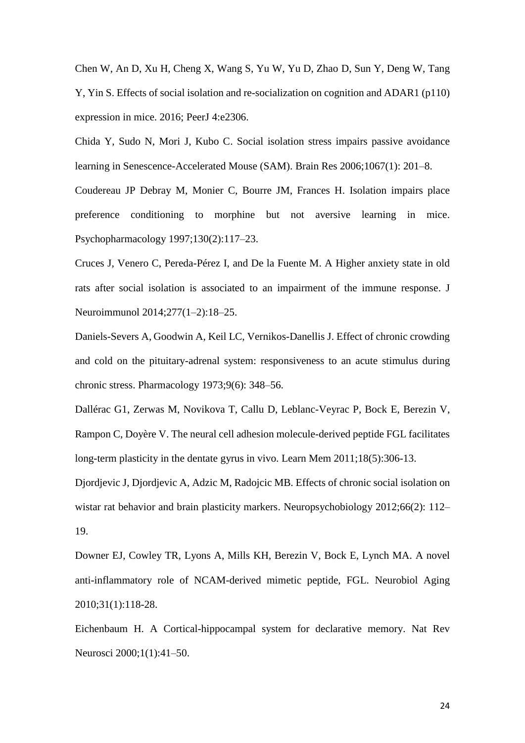Chen W, An D, Xu H, Cheng X, Wang S, Yu W, Yu D, Zhao D, Sun Y, Deng W, Tang Y, Yin S. Effects of social isolation and re-socialization on cognition and ADAR1 (p110) expression in mice. 2016; PeerJ 4:e2306.

Chida Y, Sudo N, Mori J, Kubo C. Social isolation stress impairs passive avoidance learning in Senescence-Accelerated Mouse (SAM). Brain Res 2006;1067(1): 201–8.

Coudereau JP Debray M, Monier C, Bourre JM, Frances H. Isolation impairs place preference conditioning to morphine but not aversive learning in mice. Psychopharmacology 1997;130(2):117–23.

Cruces J, Venero C, Pereda-Pérez I, and De la Fuente M. A Higher anxiety state in old rats after social isolation is associated to an impairment of the immune response. J Neuroimmunol 2014;277(1–2):18–25.

Daniels-Severs A, Goodwin A, Keil LC, Vernikos-Danellis J. Effect of chronic crowding and cold on the pituitary-adrenal system: responsiveness to an acute stimulus during chronic stress. Pharmacology 1973;9(6): 348–56.

Dallérac G1, Zerwas M, Novikova T, Callu D, Leblanc-Veyrac P, Bock E, Berezin V, Rampon C, Doyère V. The neural cell adhesion molecule-derived peptide FGL facilitates long-term plasticity in the dentate gyrus in vivo. Learn Mem 2011;18(5):306-13.

Djordjevic J, Djordjevic A, Adzic M, Radojcic MB. Effects of chronic social isolation on wistar rat behavior and brain plasticity markers. Neuropsychobiology 2012;66(2): 112–19.

Downer EJ, Cowley TR, Lyons A, Mills KH, Berezin V, Bock E, Lynch MA. A novel anti-inflammatory role of NCAM-derived mimetic peptide, FGL. Neurobiol Aging 2010;31(1):118-28.

Eichenbaum H. A Cortical-hippocampal system for declarative memory. Nat Rev Neurosci 2000;1(1):41–50.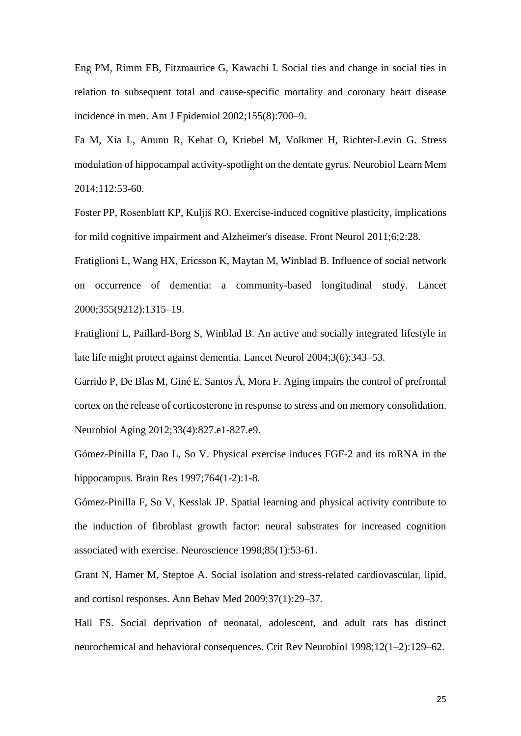Eng PM, Rimm EB, Fitzmaurice G, Kawachi I. Social ties and change in social ties in relation to subsequent total and cause-specific mortality and coronary heart disease incidence in men. Am J Epidemiol 2002;155(8):700–9.

Fa M, Xia L, Anunu R, Kehat O, Kriebel M, Volkmer H, Richter-Levin G. Stress modulation of hippocampal activity-spotlight on the dentate gyrus. Neurobiol Learn Mem 2014;112:53-60.

Foster PP, Rosenblatt KP, Kuljiš RO. Exercise-induced cognitive plasticity, implications for mild cognitive impairment and Alzheimer's disease. Front Neurol 2011;6;2:28.

Fratiglioni L, Wang HX, Ericsson K, Maytan M, Winblad B. Influence of social network on occurrence of dementia: a community-based longitudinal study. Lancet 2000;355(9212):1315–19.

Fratiglioni L, Paillard-Borg S, Winblad B. An active and socially integrated lifestyle in late life might protect against dementia. Lancet Neurol 2004;3(6):343–53.

Garrido P, De Blas M, Giné E, Santos Á, Mora F. Aging impairs the control of prefrontal cortex on the release of corticosterone in response to stress and on memory consolidation. Neurobiol Aging 2012;33(4):827.e1-827.e9.

Gómez-Pinilla F, Dao L, So V. Physical exercise induces FGF-2 and its mRNA in the hippocampus. Brain Res 1997;764(1-2):1-8.

Gómez-Pinilla F, So V, Kesslak JP. Spatial learning and physical activity contribute to the induction of fibroblast growth factor: neural substrates for increased cognition associated with exercise. Neuroscience 1998;85(1):53-61.

Grant N, Hamer M, Steptoe A. Social isolation and stress-related cardiovascular, lipid, and cortisol responses. Ann Behav Med 2009;37(1):29–37.

Hall FS. Social deprivation of neonatal, adolescent, and adult rats has distinct neurochemical and behavioral consequences. Crit Rev Neurobiol 1998;12(1–2):129–62.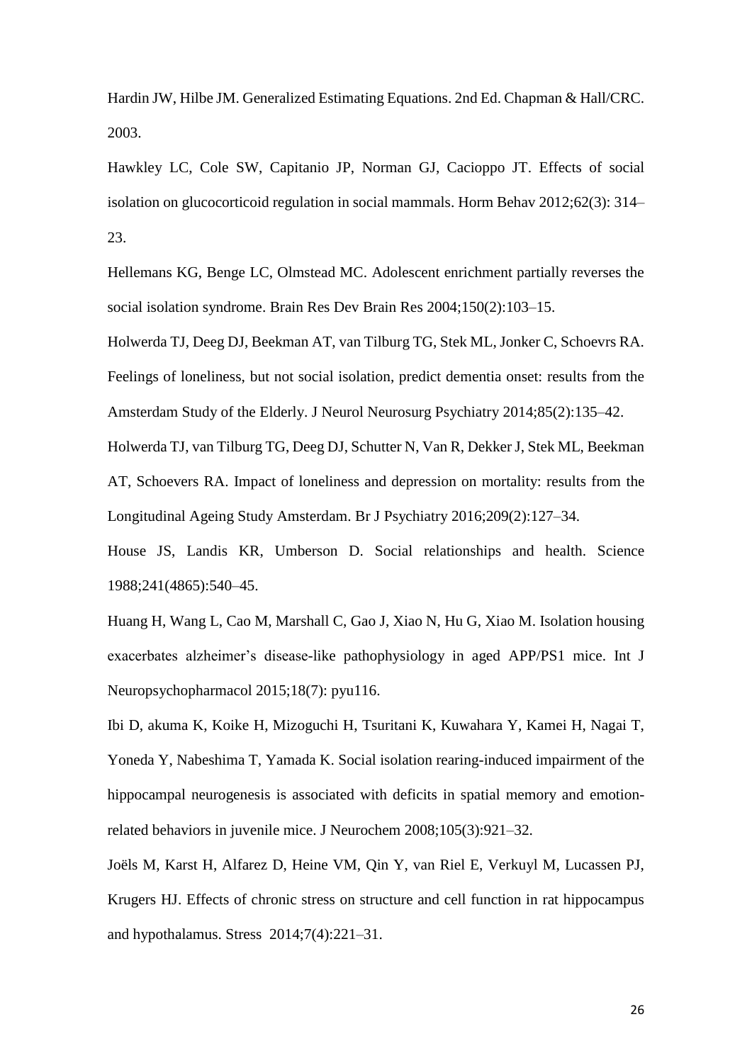Hardin JW, Hilbe JM. Generalized Estimating Equations. 2nd Ed. Chapman & Hall/CRC. 2003.

Hawkley LC, Cole SW, Capitanio JP, Norman GJ, Cacioppo JT. Effects of social isolation on glucocorticoid regulation in social mammals. Horm Behav 2012;62(3): 314–23.

Hellemans KG, Benge LC, Olmstead MC. Adolescent enrichment partially reverses the social isolation syndrome. Brain Res Dev Brain Res 2004;150(2):103–15.

Holwerda TJ, Deeg DJ, Beekman AT, van Tilburg TG, Stek ML, Jonker C, Schoevrs RA. Feelings of loneliness, but not social isolation, predict dementia onset: results from the Amsterdam Study of the Elderly. J Neurol Neurosurg Psychiatry 2014;85(2):135–42.

Holwerda TJ, van Tilburg TG, Deeg DJ, Schutter N, Van R, Dekker J, Stek ML, Beekman AT, Schoevers RA. Impact of loneliness and depression on mortality: results from the Longitudinal Ageing Study Amsterdam. Br J Psychiatry 2016;209(2):127–34.

House JS, Landis KR, Umberson D. Social relationships and health. Science 1988;241(4865):540–45.

Huang H, Wang L, Cao M, Marshall C, Gao J, Xiao N, Hu G, Xiao M. Isolation housing exacerbates alzheimer's disease-like pathophysiology in aged APP/PS1 mice. Int J Neuropsychopharmacol 2015;18(7): pyu116.

Ibi D, akuma K, Koike H, Mizoguchi H, Tsuritani K, Kuwahara Y, Kamei H, Nagai T, Yoneda Y, Nabeshima T, Yamada K. Social isolation rearing-induced impairment of the hippocampal neurogenesis is associated with deficits in spatial memory and emotion-related behaviors in juvenile mice. J Neurochem 2008;105(3):921–32.

Joëls M, Karst H, Alfarez D, Heine VM, Qin Y, van Riel E, Verkuyl M, Lucassen PJ, Krugers HJ. Effects of chronic stress on structure and cell function in rat hippocampus and hypothalamus. Stress 2014;7(4):221–31.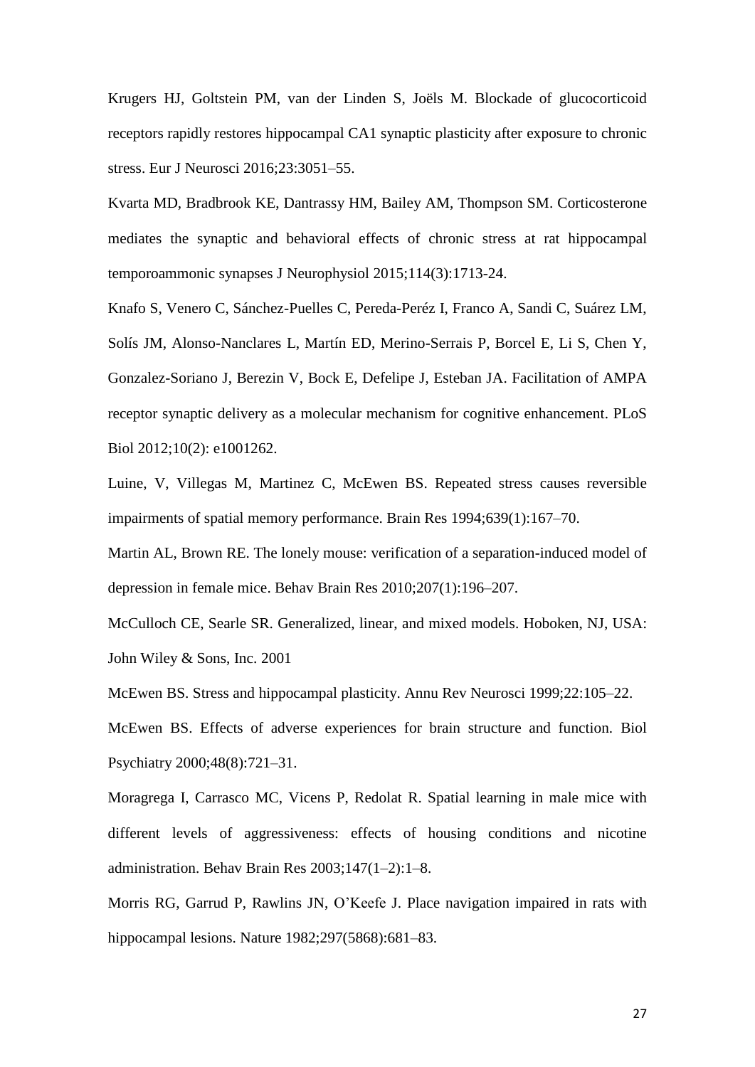Krugers HJ, Goltstein PM, van der Linden S, Joëls M. Blockade of glucocorticoid receptors rapidly restores hippocampal CA1 synaptic plasticity after exposure to chronic stress. Eur J Neurosci 2016;23:3051–55.

Kvarta MD, Bradbrook KE, Dantrassy HM, Bailey AM, Thompson SM. Corticosterone mediates the synaptic and behavioral effects of chronic stress at rat hippocampal temporoammonic synapses J Neurophysiol 2015;114(3):1713-24.

Knafo S, Venero C, Sánchez-Puelles C, Pereda-Peréz I, Franco A, Sandi C, Suárez LM, Solís JM, Alonso-Nanclares L, Martín ED, Merino-Serrais P, Borcel E, Li S, Chen Y, Gonzalez-Soriano J, Berezin V, Bock E, Defelipe J, Esteban JA. Facilitation of AMPA receptor synaptic delivery as a molecular mechanism for cognitive enhancement. PLoS Biol 2012;10(2): e1001262.

Luine, V, Villegas M, Martinez C, McEwen BS. Repeated stress causes reversible impairments of spatial memory performance. Brain Res 1994;639(1):167–70.

Martin AL, Brown RE. The lonely mouse: verification of a separation-induced model of depression in female mice. Behav Brain Res 2010;207(1):196–207.

McCulloch CE, Searle SR. Generalized, linear, and mixed models. Hoboken, NJ, USA: John Wiley & Sons, Inc. 2001

McEwen BS. Stress and hippocampal plasticity. Annu Rev Neurosci 1999;22:105–22.

McEwen BS. Effects of adverse experiences for brain structure and function. Biol Psychiatry 2000;48(8):721–31.

Moragrega I, Carrasco MC, Vicens P, Redolat R. Spatial learning in male mice with different levels of aggressiveness: effects of housing conditions and nicotine administration. Behav Brain Res 2003;147(1–2):1–8.

Morris RG, Garrud P, Rawlins JN, O'Keefe J. Place navigation impaired in rats with hippocampal lesions. Nature 1982;297(5868):681–83.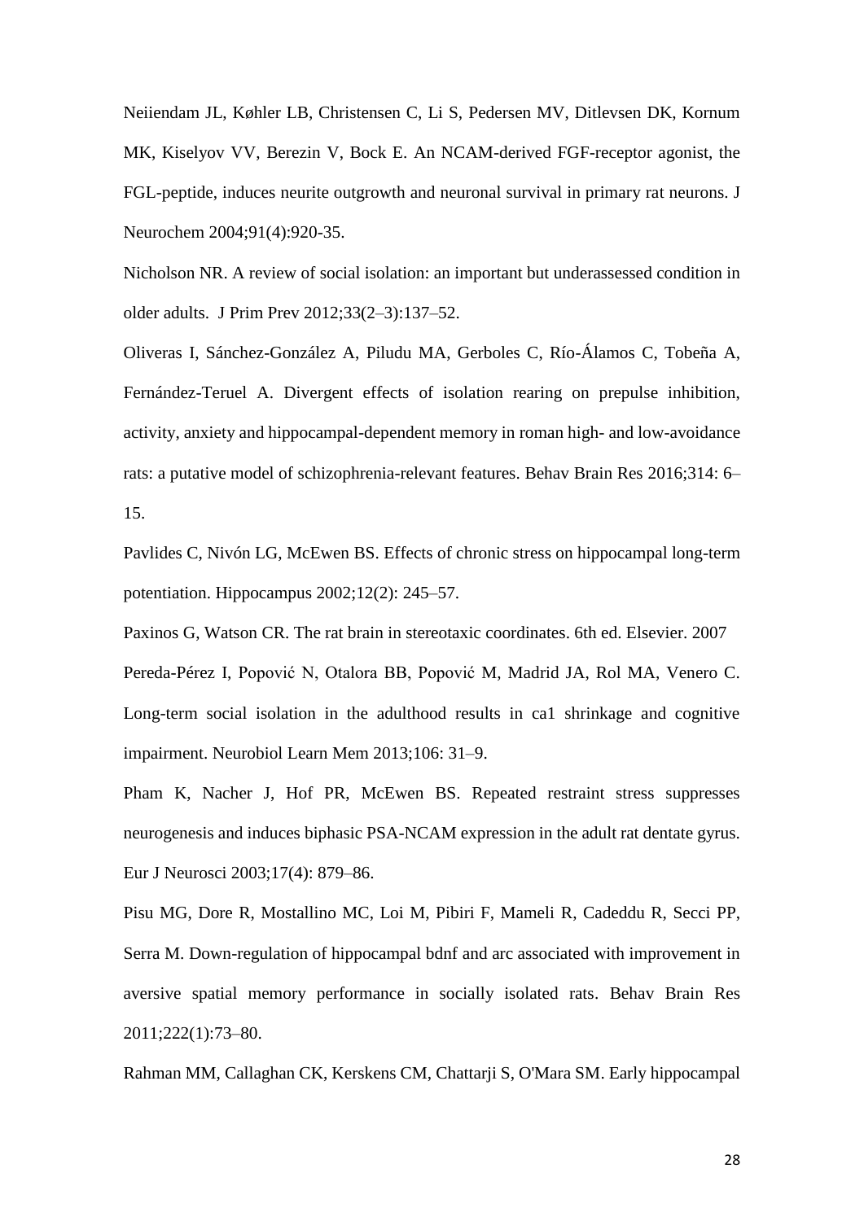Neiiendam JL, Køhler LB, Christensen C, Li S, Pedersen MV, Ditlevsen DK, Kornum MK, Kiselyov VV, Berezin V, Bock E. An NCAM-derived FGF-receptor agonist, the FGL-peptide, induces neurite outgrowth and neuronal survival in primary rat neurons. J Neurochem 2004;91(4):920-35.

Nicholson NR. A review of social isolation: an important but underassessed condition in older adults. J Prim Prev 2012;33(2–3):137–52.

Oliveras I, Sánchez-González A, Piludu MA, Gerboles C, Río-Álamos C, Tobeña A, Fernández-Teruel A. Divergent effects of isolation rearing on prepulse inhibition, activity, anxiety and hippocampal-dependent memory in roman high- and low-avoidance rats: a putative model of schizophrenia-relevant features. Behav Brain Res 2016;314: 6–15.

Pavlides C, Nivón LG, McEwen BS. Effects of chronic stress on hippocampal long-term potentiation. Hippocampus 2002;12(2): 245–57.

Paxinos G, Watson CR. The rat brain in stereotaxic coordinates. 6th ed. Elsevier. 2007

Pereda-Pérez I, Popović N, Otalora BB, Popović M, Madrid JA, Rol MA, Venero C. Long-term social isolation in the adulthood results in ca1 shrinkage and cognitive impairment. Neurobiol Learn Mem 2013;106: 31–9.

Pham K, Nacher J, Hof PR, McEwen BS. Repeated restraint stress suppresses neurogenesis and induces biphasic PSA-NCAM expression in the adult rat dentate gyrus. Eur J Neurosci 2003;17(4): 879–86.

Pisu MG, Dore R, Mostallino MC, Loi M, Pibiri F, Mameli R, Cadeddu R, Secci PP, Serra M. Down-regulation of hippocampal bdnf and arc associated with improvement in aversive spatial memory performance in socially isolated rats. Behav Brain Res 2011;222(1):73–80.

Rahman MM, Callaghan CK, Kerskens CM, Chattarji S, O'Mara SM. Early hippocampal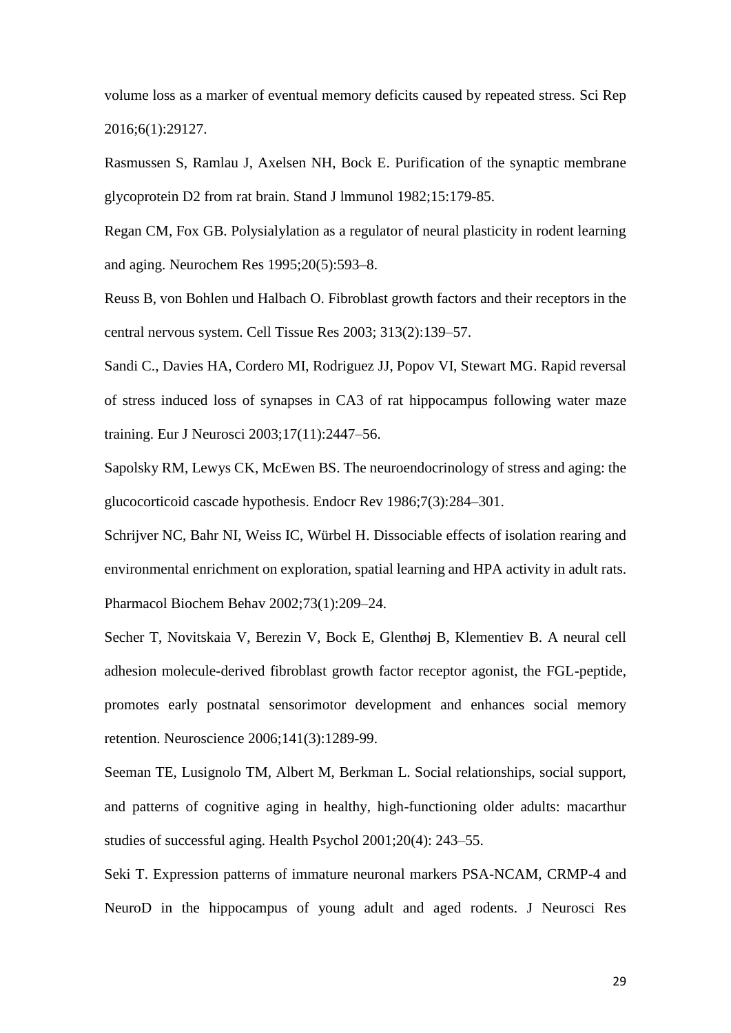volume loss as a marker of eventual memory deficits caused by repeated stress. Sci Rep 2016;6(1):29127.

Rasmussen S, Ramlau J, Axelsen NH, Bock E. Purification of the synaptic membrane glycoprotein D2 from rat brain. Stand J lmmunol 1982;15:179-85.

Regan CM, Fox GB. Polysialylation as a regulator of neural plasticity in rodent learning and aging. Neurochem Res 1995;20(5):593–8.

Reuss B, von Bohlen und Halbach O. Fibroblast growth factors and their receptors in the central nervous system. Cell Tissue Res 2003; 313(2):139–57.

Sandi C., Davies HA, Cordero MI, Rodriguez JJ, Popov VI, Stewart MG. Rapid reversal of stress induced loss of synapses in CA3 of rat hippocampus following water maze training. Eur J Neurosci 2003;17(11):2447–56.

Sapolsky RM, Lewys CK, McEwen BS. The neuroendocrinology of stress and aging: the glucocorticoid cascade hypothesis. Endocr Rev 1986;7(3):284–301.

Schrijver NC, Bahr NI, Weiss IC, Würbel H. Dissociable effects of isolation rearing and environmental enrichment on exploration, spatial learning and HPA activity in adult rats. Pharmacol Biochem Behav 2002;73(1):209–24.

Secher T, Novitskaia V, Berezin V, Bock E, Glenthøj B, Klementiev B. A neural cell adhesion molecule-derived fibroblast growth factor receptor agonist, the FGL-peptide, promotes early postnatal sensorimotor development and enhances social memory retention. Neuroscience 2006;141(3):1289-99.

Seeman TE, Lusignolo TM, Albert M, Berkman L. Social relationships, social support, and patterns of cognitive aging in healthy, high-functioning older adults: macarthur studies of successful aging. Health Psychol 2001;20(4): 243–55.

Seki T. Expression patterns of immature neuronal markers PSA-NCAM, CRMP-4 and NeuroD in the hippocampus of young adult and aged rodents. J Neurosci Res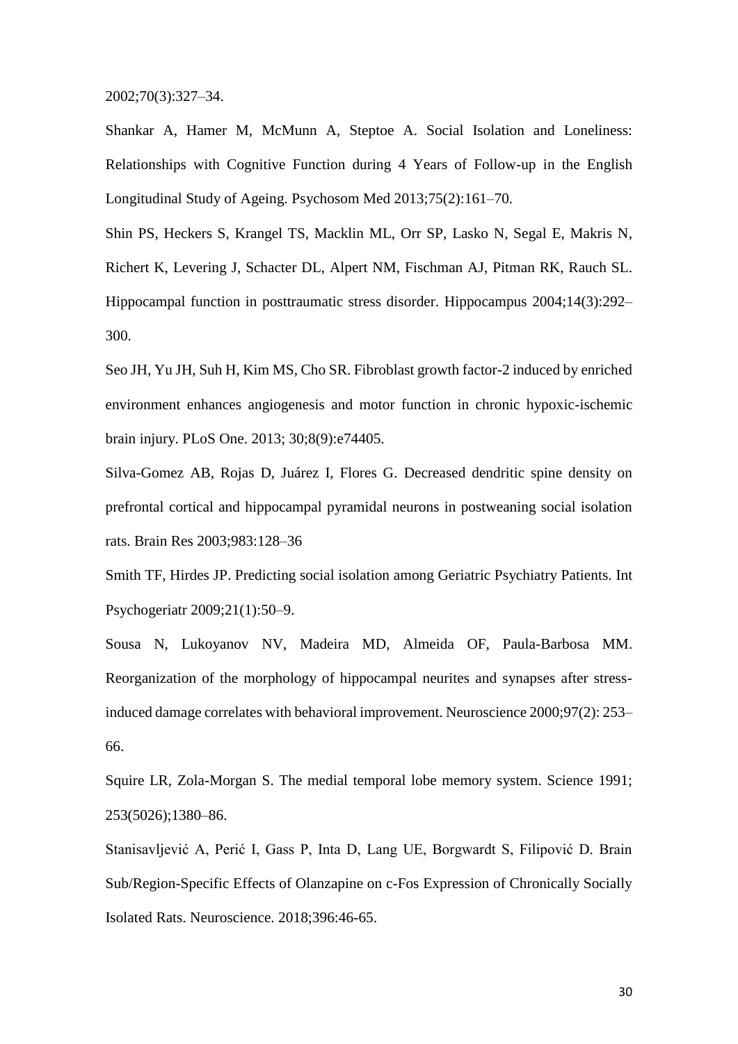2002;70(3):327–34.

Shankar A, Hamer M, McMunn A, Steptoe A. Social Isolation and Loneliness: Relationships with Cognitive Function during 4 Years of Follow-up in the English Longitudinal Study of Ageing. Psychosom Med 2013;75(2):161–70.

Shin PS, Heckers S, Krangel TS, Macklin ML, Orr SP, Lasko N, Segal E, Makris N, Richert K, Levering J, Schacter DL, Alpert NM, Fischman AJ, Pitman RK, Rauch SL. Hippocampal function in posttraumatic stress disorder. Hippocampus 2004;14(3):292–300.

Seo JH, Yu JH, Suh H, Kim MS, Cho SR. Fibroblast growth factor-2 induced by enriched environment enhances angiogenesis and motor function in chronic hypoxic-ischemic brain injury. PLoS One. 2013; 30;8(9):e74405.

Silva-Gomez AB, Rojas D, Juárez I, Flores G. Decreased dendritic spine density on prefrontal cortical and hippocampal pyramidal neurons in postweaning social isolation rats. Brain Res 2003;983:128–36

Smith TF, Hirdes JP. Predicting social isolation among Geriatric Psychiatry Patients. Int Psychogeriatr 2009;21(1):50–9.

Sousa N, Lukoyanov NV, Madeira MD, Almeida OF, Paula-Barbosa MM. Reorganization of the morphology of hippocampal neurites and synapses after stress-induced damage correlates with behavioral improvement. Neuroscience 2000;97(2): 253–66.

Squire LR, Zola-Morgan S. The medial temporal lobe memory system. Science 1991; 253(5026);1380–86.

Stanisavljević A, Perić I, Gass P, Inta D, Lang UE, Borgwardt S, Filipović D. Brain Sub/Region-Specific Effects of Olanzapine on c-Fos Expression of Chronically Socially Isolated Rats. Neuroscience. 2018;396:46-65.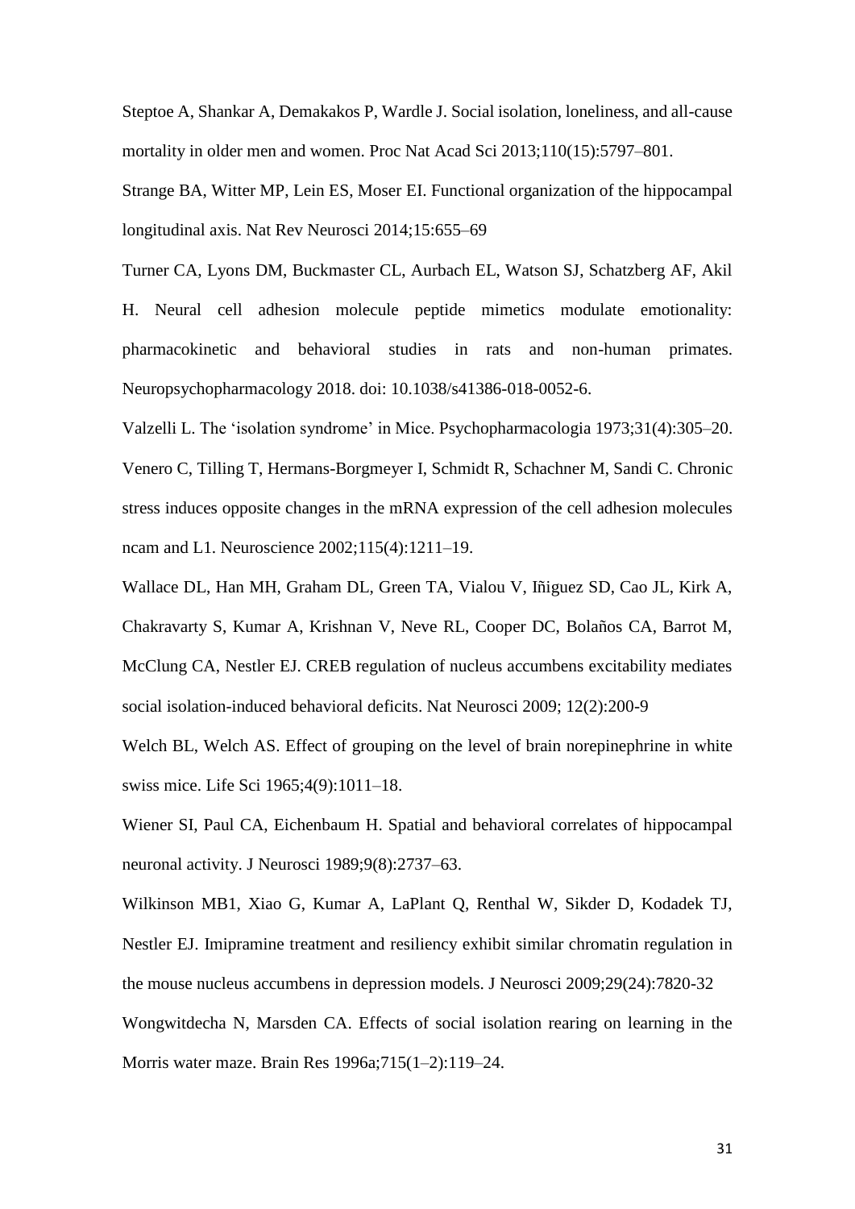Steptoe A, Shankar A, Demakakos P, Wardle J. Social isolation, loneliness, and all-cause mortality in older men and women. Proc Nat Acad Sci 2013;110(15):5797–801.

Strange BA, Witter MP, Lein ES, Moser EI. Functional organization of the hippocampal longitudinal axis. Nat Rev Neurosci 2014;15:655–69

Turner CA, Lyons DM, Buckmaster CL, Aurbach EL, Watson SJ, Schatzberg AF, Akil H. Neural cell adhesion molecule peptide mimetics modulate emotionality: pharmacokinetic and behavioral studies in rats and non-human primates. Neuropsychopharmacology 2018. doi: 10.1038/s41386-018-0052-6.

Valzelli L. The 'isolation syndrome' in Mice. Psychopharmacologia 1973;31(4):305–20.

Venero C, Tilling T, Hermans-Borgmeyer I, Schmidt R, Schachner M, Sandi C. Chronic stress induces opposite changes in the mRNA expression of the cell adhesion molecules ncam and L1. Neuroscience 2002;115(4):1211–19.

Wallace DL, Han MH, Graham DL, Green TA, Vialou V, Iñiguez SD, Cao JL, Kirk A, Chakravarty S, Kumar A, Krishnan V, Neve RL, Cooper DC, Bolaños CA, Barrot M, McClung CA, Nestler EJ. CREB regulation of nucleus accumbens excitability mediates social isolation-induced behavioral deficits. Nat Neurosci 2009; 12(2):200-9

Welch BL, Welch AS. Effect of grouping on the level of brain norepinephrine in white swiss mice. Life Sci 1965;4(9):1011–18.

Wiener SI, Paul CA, Eichenbaum H. Spatial and behavioral correlates of hippocampal neuronal activity. J Neurosci 1989;9(8):2737–63.

Wilkinson MB1, Xiao G, Kumar A, LaPlant Q, Renthal W, Sikder D, Kodadek TJ, Nestler EJ. Imipramine treatment and resiliency exhibit similar chromatin regulation in the mouse nucleus accumbens in depression models. J Neurosci 2009;29(24):7820-32

Wongwitdecha N, Marsden CA. Effects of social isolation rearing on learning in the Morris water maze. Brain Res 1996a;715(1–2):119–24.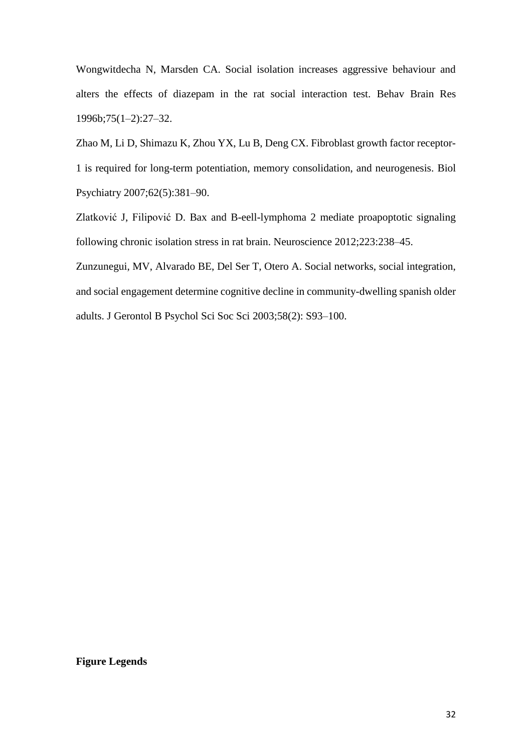Wongwitdecha N, Marsden CA. Social isolation increases aggressive behaviour and alters the effects of diazepam in the rat social interaction test. Behav Brain Res 1996b;75(1–2):27–32.

Zhao M, Li D, Shimazu K, Zhou YX, Lu B, Deng CX. Fibroblast growth factor receptor-1 is required for long-term potentiation, memory consolidation, and neurogenesis. Biol Psychiatry 2007;62(5):381–90.

Zlatković J, Filipović D. Bax and B-eell-lymphoma 2 mediate proapoptotic signaling following chronic isolation stress in rat brain. Neuroscience 2012;223:238–45.

Zunzunegui, MV, Alvarado BE, Del Ser T, Otero A. Social networks, social integration, and social engagement determine cognitive decline in community-dwelling spanish older adults. J Gerontol B Psychol Sci Soc Sci 2003;58(2): S93–100.

**Figure Legends**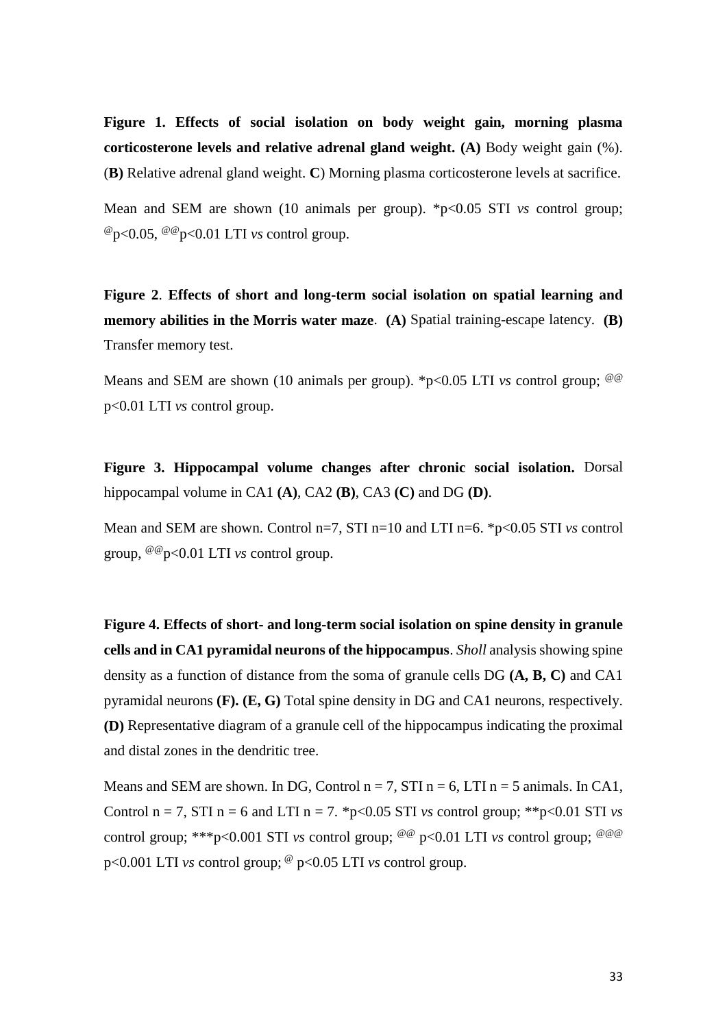**Figure 1. Effects of social isolation on body weight gain, morning plasma corticosterone levels and relative adrenal gland weight. (A)** Body weight gain (%). (**B)** Relative adrenal gland weight. **C**) Morning plasma corticosterone levels at sacrifice.

Mean and SEM are shown (10 animals per group). $^*p<0.05$ STI *vs* control group; $^{@}p<0.05$, $^{@@}p<0.01$ LTI *vs* control group.

**Figure 2**. **Effects of short and long-term social isolation on spatial learning and memory abilities in the Morris water maze**. **(A)** Spatial training-escape latency. **(B)** Transfer memory test.

Means and SEM are shown (10 animals per group). $^*p<0.05$ LTI *vs* control group; $^{@@}$ $p<0.01$ LTI *vs* control group.

**Figure 3. Hippocampal volume changes after chronic social isolation.** Dorsal hippocampal volume in CA1 **(A)**, CA2 **(B)**, CA3 **(C)** and DG **(D)**.

Mean and SEM are shown. Control n=7, STI n=10 and LTI n=6. $^*p<0.05$ STI *vs* control group, $^{@@}p<0.01$ LTI *vs* control group.

**Figure 4. Effects of short- and long-term social isolation on spine density in granule cells and in CA1 pyramidal neurons of the hippocampus**. *Sholl* analysis showing spine density as a function of distance from the soma of granule cells DG **(A, B, C)** and CA1 pyramidal neurons **(F). (E, G)** Total spine density in DG and CA1 neurons, respectively. **(D)** Representative diagram of a granule cell of the hippocampus indicating the proximal and distal zones in the dendritic tree.

Means and SEM are shown. In DG, Control n = 7, STI n = 6, LTI n = 5 animals. In CA1, Control n = 7, STI n = 6 and LTI n = 7. $^*p<0.05$ STI *vs* control group; $^{**}p<0.01$ STI *vs* control group; $^{***}p<0.001$ STI *vs* control group; $^{@@}$ $p<0.01$ LTI *vs* control group; $^{@@@}$ $p<0.001$ LTI *vs* control group; $^{@}$ $p<0.05$ LTI *vs* control group.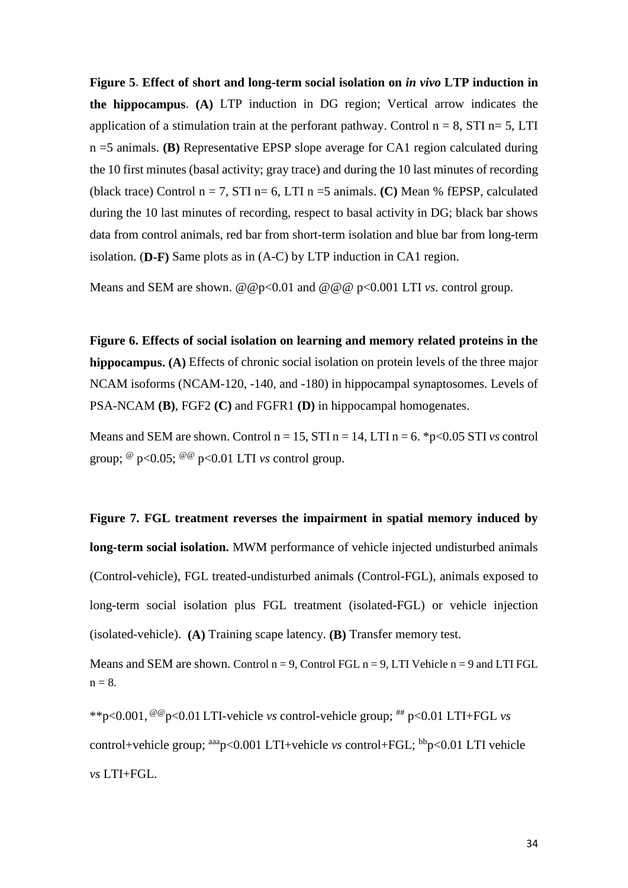**Figure 5**. **Effect of short and long-term social isolation on *in vivo* LTP induction in the hippocampus**. **(A)** LTP induction in DG region; Vertical arrow indicates the application of a stimulation train at the perforant pathway. Control n = 8, STI n= 5, LTI n =5 animals. **(B)** Representative EPSP slope average for CA1 region calculated during the 10 first minutes (basal activity; gray trace) and during the 10 last minutes of recording (black trace) Control n = 7, STI n= 6, LTI n =5 animals. **(C)** Mean % fEPSP, calculated during the 10 last minutes of recording, respect to basal activity in DG; black bar shows data from control animals, red bar from short-term isolation and blue bar from long-term isolation. (**D-F)** Same plots as in (A-C) by LTP induction in CA1 region.

Means and SEM are shown. @@p<0.01 and @@@ p<0.001 LTI *vs*. control group.

**Figure 6. Effects of social isolation on learning and memory related proteins in the hippocampus. (A)** Effects of chronic social isolation on protein levels of the three major NCAM isoforms (NCAM-120, -140, and -180) in hippocampal synaptosomes. Levels of PSA-NCAM **(B)**, FGF2 **(C)** and FGFR1 **(D)** in hippocampal homogenates.

Means and SEM are shown. Control n = 15, STI n = 14, LTI n = 6. *p<0.05 STI *vs* control group; [@] p<0.05; [@@] p<0.01 LTI *vs* control group.

**Figure 7. FGL treatment reverses the impairment in spatial memory induced by long-term social isolation.** MWM performance of vehicle injected undisturbed animals (Control-vehicle), FGL treated-undisturbed animals (Control-FGL), animals exposed to long-term social isolation plus FGL treatment (isolated-FGL) or vehicle injection (isolated-vehicle). **(A)** Training scape latency. **(B)** Transfer memory test.

Means and SEM are shown. Control n = 9, Control FGL n = 9, LTI Vehicle n = 9 and LTI FGL n = 8.

**p<0.001, [@@]p<0.01 LTI-vehicle *vs* control-vehicle group; [##] p<0.01 LTI+FGL *vs* control+vehicle group; [aaa]p<0.001 LTI+vehicle *vs* control+FGL; [bb]p<0.01 LTI vehicle *vs* LTI+FGL.